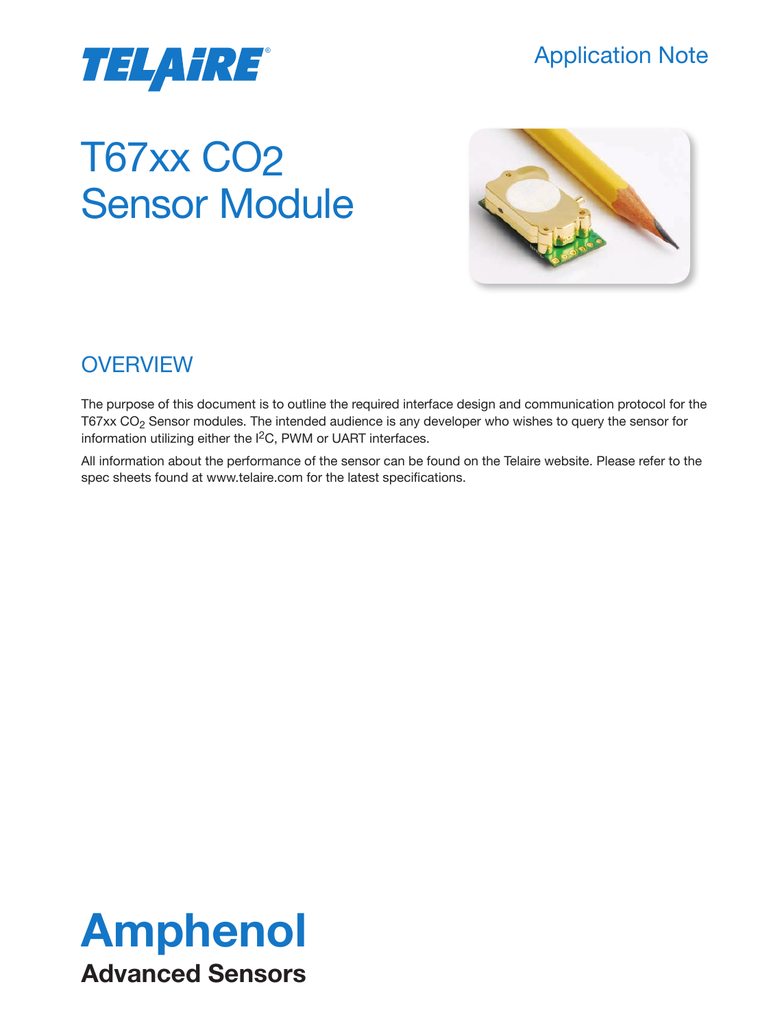TELAIRE®

Application Note

# T67xx CO2 Sensor Module

## OVERVIEW

The purpose of this document is to outline the required interface design and communication protocol for the T67xx $CO_2$ Sensor modules. The intended audience is any developer who wishes to query the sensor for information utilizing either the $I^2C$, PWM or UART interfaces.

All information about the performance of the sensor can be found on the Telaire website. Please refer to the spec sheets found at www.telaire.com for the latest specifications.

**Amphenol**

**Advanced Sensors**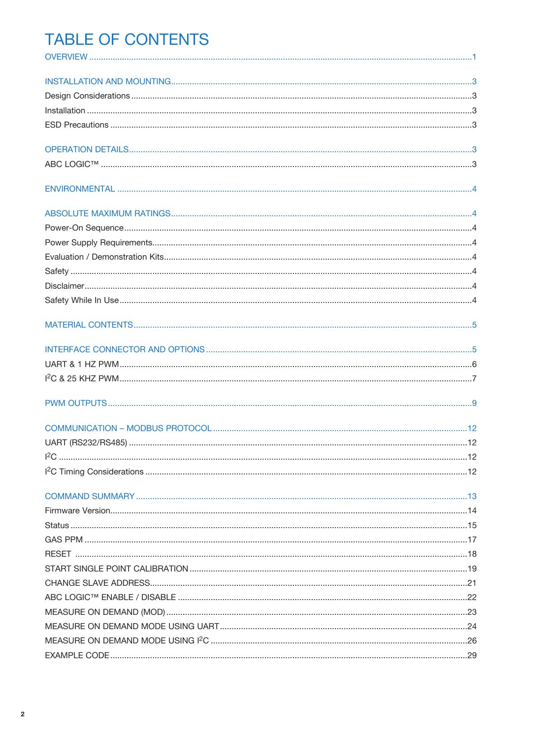# TABLE OF CONTENTS

OVERVIEW .......... 1

INSTALLATION AND MOUNTING .......... 3

Design Considerations .......... 3

Installation .......... 3

ESD Precautions .......... 3

OPERATION DETAILS .......... 3

ABC LOGIC™ .......... 3

ENVIRONMENTAL .......... 4

ABSOLUTE MAXIMUM RATINGS .......... 4

Power-On Sequence .......... 4

Power Supply Requirements .......... 4

Evaluation / Demonstration Kits .......... 4

Safety .......... 4

Disclaimer .......... 4

Safety While In Use .......... 4

MATERIAL CONTENTS .......... 5

INTERFACE CONNECTOR AND OPTIONS .......... 5

UART & 1 HZ PWM .......... 6

I$^2$C & 25 KHZ PWM .......... 7

PWM OUTPUTS .......... 9

COMMUNICATION – MODBUS PROTOCOL .......... 12

UART (RS232/RS485) .......... 12

I$^2$C .......... 12

I$^2$C Timing Considerations .......... 12

COMMAND SUMMARY .......... 13

Firmware Version .......... 14

Status .......... 15

GAS PPM .......... 17

RESET .......... 18

START SINGLE POINT CALIBRATION .......... 19

CHANGE SLAVE ADDRESS .......... 21

ABC LOGIC™ ENABLE / DISABLE .......... 22

MEASURE ON DEMAND (MOD) .......... 23

MEASURE ON DEMAND MODE USING UART .......... 24

MEASURE ON DEMAND MODE USING I$^2$C .......... 26

EXAMPLE CODE .......... 29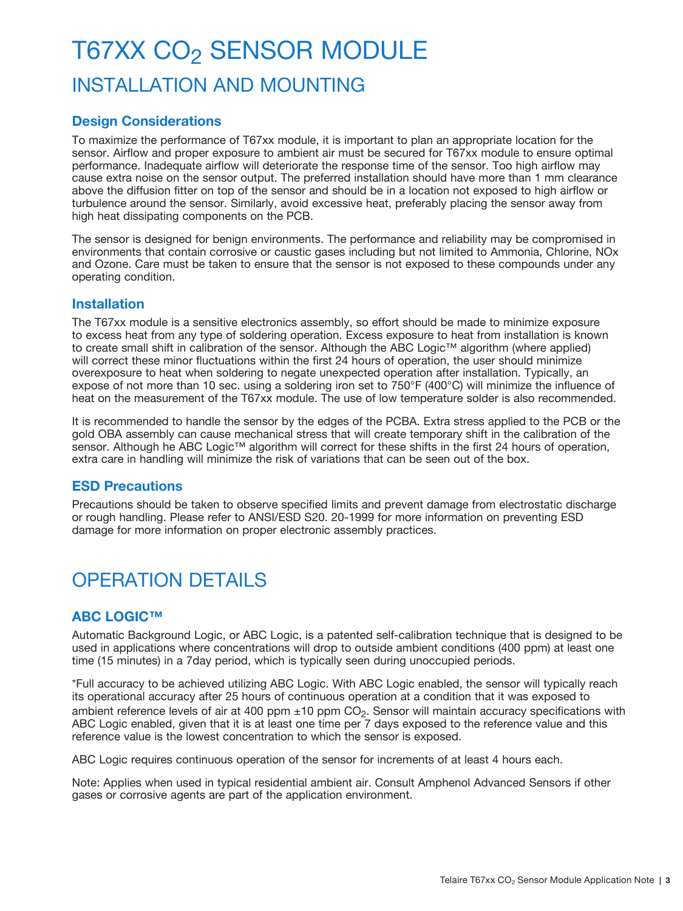# T67XX $CO_2$ SENSOR MODULE

## INSTALLATION AND MOUNTING

### Design Considerations

To maximize the performance of T67xx module, it is important to plan an appropriate location for the sensor. Airflow and proper exposure to ambient air must be secured for T67xx module to ensure optimal performance. Inadequate airflow will deteriorate the response time of the sensor. Too high airflow may cause extra noise on the sensor output. The preferred installation should have more than 1 mm clearance above the diffusion fitter on top of the sensor and should be in a location not exposed to high airflow or turbulence around the sensor. Similarly, avoid excessive heat, preferably placing the sensor away from high heat dissipating components on the PCB.

The sensor is designed for benign environments. The performance and reliability may be compromised in environments that contain corrosive or caustic gases including but not limited to Ammonia, Chlorine, NOx and Ozone. Care must be taken to ensure that the sensor is not exposed to these compounds under any operating condition.

### Installation

The T67xx module is a sensitive electronics assembly, so effort should be made to minimize exposure to excess heat from any type of soldering operation. Excess exposure to heat from installation is known to create small shift in calibration of the sensor. Although the ABC Logic™ algorithm (where applied) will correct these minor fluctuations within the first 24 hours of operation, the user should minimize overexposure to heat when soldering to negate unexpected operation after installation. Typically, an expose of not more than 10 sec. using a soldering iron set to 750°F (400°C) will minimize the influence of heat on the measurement of the T67xx module. The use of low temperature solder is also recommended.

It is recommended to handle the sensor by the edges of the PCBA. Extra stress applied to the PCB or the gold OBA assembly can cause mechanical stress that will create temporary shift in the calibration of the sensor. Although he ABC Logic™ algorithm will correct for these shifts in the first 24 hours of operation, extra care in handling will minimize the risk of variations that can be seen out of the box.

### ESD Precautions

Precautions should be taken to observe specified limits and prevent damage from electrostatic discharge or rough handling. Please refer to ANSI/ESD S20. 20-1999 for more information on preventing ESD damage for more information on proper electronic assembly practices.

## OPERATION DETAILS

### ABC LOGIC™

Automatic Background Logic, or ABC Logic, is a patented self-calibration technique that is designed to be used in applications where concentrations will drop to outside ambient conditions (400 ppm) at least one time (15 minutes) in a 7day period, which is typically seen during unoccupied periods.

*Full accuracy to be achieved utilizing ABC Logic. With ABC Logic enabled, the sensor will typically reach its operational accuracy after 25 hours of continuous operation at a condition that it was exposed to ambient reference levels of air at 400 ppm ±10 ppm $CO_2$. Sensor will maintain accuracy specifications with ABC Logic enabled, given that it is at least one time per 7 days exposed to the reference value and this reference value is the lowest concentration to which the sensor is exposed.

ABC Logic requires continuous operation of the sensor for increments of at least 4 hours each.

Note: Applies when used in typical residential ambient air. Consult Amphenol Advanced Sensors if other gases or corrosive agents are part of the application environment.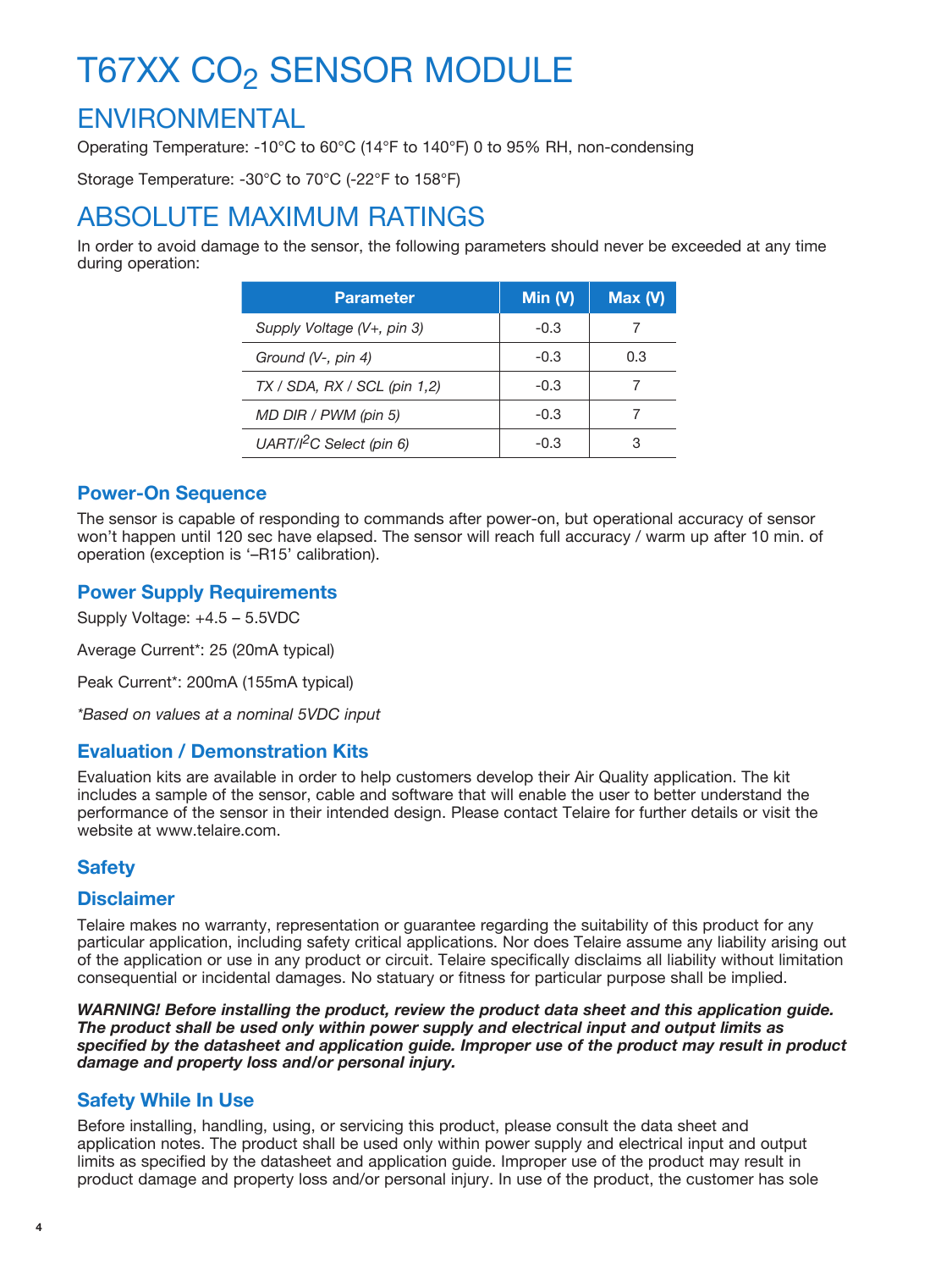# T67XX $CO_2$ SENSOR MODULE

## ENVIRONMENTAL

Operating Temperature: -10°C to 60°C (14°F to 140°F) 0 to 95% RH, non-condensing

Storage Temperature: -30°C to 70°C (-22°F to 158°F)

## ABSOLUTE MAXIMUM RATINGS

In order to avoid damage to the sensor, the following parameters should never be exceeded at any time during operation:

| Parameter | Min (V) | Max (V) |
|---|---|---|
| *Supply Voltage (V+, pin 3)* | -0.3 | 7 |
| *Ground (V-, pin 4)* | -0.3 | 0.3 |
| *TX / SDA, RX / SCL (pin 1,2)* | -0.3 | 7 |
| *MD DIR / PWM (pin 5)* | -0.3 | 7 |
| *UART/$I^2C$ Select (pin 6)* | -0.3 | 3 |

### Power-On Sequence

The sensor is capable of responding to commands after power-on, but operational accuracy of sensor won't happen until 120 sec have elapsed. The sensor will reach full accuracy / warm up after 10 min. of operation (exception is '–R15' calibration).

### Power Supply Requirements

Supply Voltage: +4.5 – 5.5VDC

Average Current*: 25 (20mA typical)

Peak Current*: 200mA (155mA typical)

*\*Based on values at a nominal 5VDC input*

### Evaluation / Demonstration Kits

Evaluation kits are available in order to help customers develop their Air Quality application. The kit includes a sample of the sensor, cable and software that will enable the user to better understand the performance of the sensor in their intended design. Please contact Telaire for further details or visit the website at www.telaire.com.

### Safety

### Disclaimer

Telaire makes no warranty, representation or guarantee regarding the suitability of this product for any particular application, including safety critical applications. Nor does Telaire assume any liability arising out of the application or use in any product or circuit. Telaire specifically disclaims all liability without limitation consequential or incidental damages. No statuary or fitness for particular purpose shall be implied.

***WARNING! Before installing the product, review the product data sheet and this application guide. The product shall be used only within power supply and electrical input and output limits as specified by the datasheet and application guide. Improper use of the product may result in product damage and property loss and/or personal injury.***

### Safety While In Use

Before installing, handling, using, or servicing this product, please consult the data sheet and application notes. The product shall be used only within power supply and electrical input and output limits as specified by the datasheet and application guide. Improper use of the product may result in product damage and property loss and/or personal injury. In use of the product, the customer has sole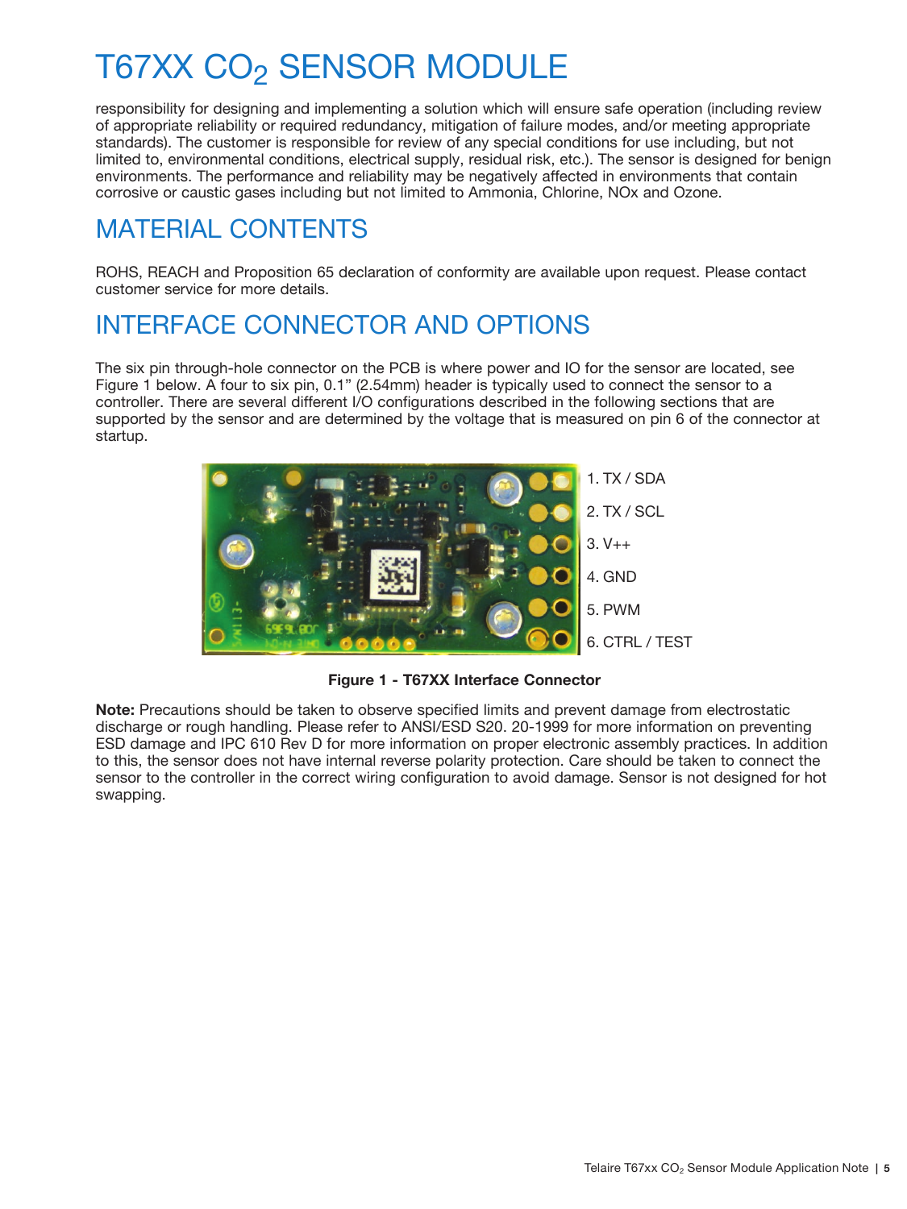# T67XX $CO_2$ SENSOR MODULE

responsibility for designing and implementing a solution which will ensure safe operation (including review of appropriate reliability or required redundancy, mitigation of failure modes, and/or meeting appropriate standards). The customer is responsible for review of any special conditions for use including, but not limited to, environmental conditions, electrical supply, residual risk, etc.). The sensor is designed for benign environments. The performance and reliability may be negatively affected in environments that contain corrosive or caustic gases including but not limited to Ammonia, Chlorine, NOx and Ozone.

## MATERIAL CONTENTS

ROHS, REACH and Proposition 65 declaration of conformity are available upon request. Please contact customer service for more details.

## INTERFACE CONNECTOR AND OPTIONS

The six pin through-hole connector on the PCB is where power and IO for the sensor are located, see Figure 1 below. A four to six pin, 0.1" (2.54mm) header is typically used to connect the sensor to a controller. There are several different I/O configurations described in the following sections that are supported by the sensor and are determined by the voltage that is measured on pin 6 of the connector at startup.

1. TX / SDA
2. TX / SCL
3. V++
4. GND
5. PWM
6. CTRL / TEST

**Figure 1 - T67XX Interface Connector**

**Note:** Precautions should be taken to observe specified limits and prevent damage from electrostatic discharge or rough handling. Please refer to ANSI/ESD S20. 20-1999 for more information on preventing ESD damage and IPC 610 Rev D for more information on proper electronic assembly practices. In addition to this, the sensor does not have internal reverse polarity protection. Care should be taken to connect the sensor to the controller in the correct wiring configuration to avoid damage. Sensor is not designed for hot swapping.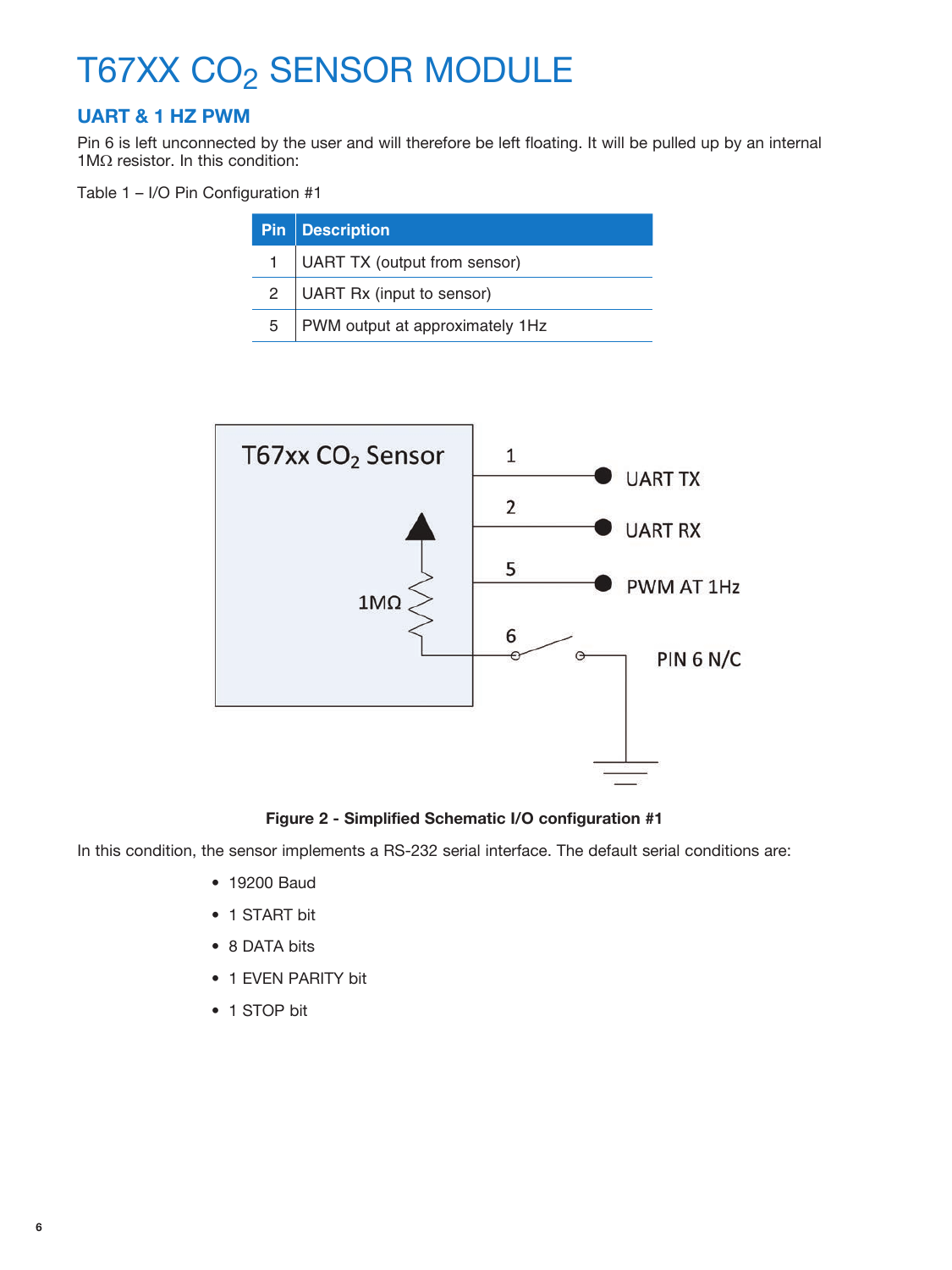# T67XX $CO_2$ SENSOR MODULE

## UART & 1 HZ PWM

Pin 6 is left unconnected by the user and will therefore be left floating. It will be pulled up by an internal 1MΩ resistor. In this condition:

Table 1 – I/O Pin Configuration #1

| Pin | Description |
|---|---|
| 1 | UART TX (output from sensor) |
| 2 | UART Rx (input to sensor) |
| 5 | PWM output at approximately 1Hz |

**Figure 2 - Simplified Schematic I/O configuration #1**

In this condition, the sensor implements a RS-232 serial interface. The default serial conditions are:

- 19200 Baud
- 1 START bit
- 8 DATA bits
- 1 EVEN PARITY bit
- 1 STOP bit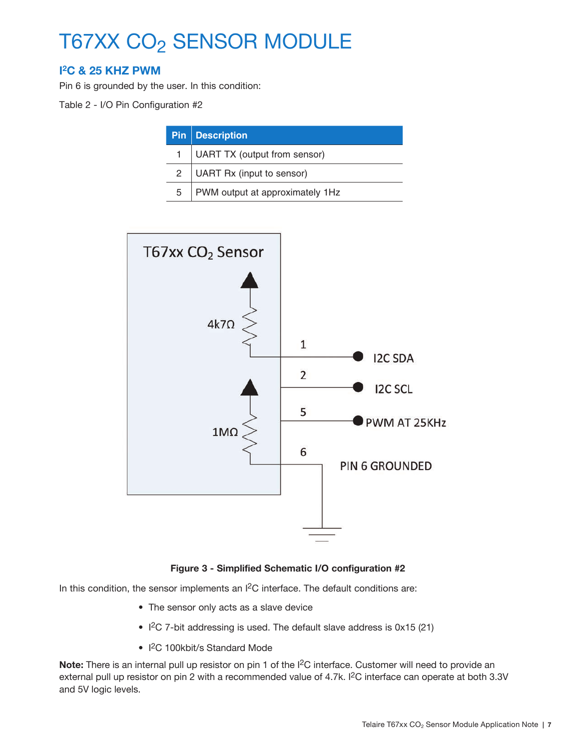# T67XX $CO_2$ SENSOR MODULE

## I$^2$C & 25 KHZ PWM

Pin 6 is grounded by the user. In this condition:

Table 2 - I/O Pin Configuration #2

| Pin | Description |
|---|---|
| 1 | UART TX (output from sensor) |
| 2 | UART Rx (input to sensor) |
| 5 | PWM output at approximately 1Hz |

**Figure 3 - Simplified Schematic I/O configuration #2**

In this condition, the sensor implements an I$^2$C interface. The default conditions are:

- The sensor only acts as a slave device
- I$^2$C 7-bit addressing is used. The default slave address is 0x15 (21)
- I$^2$C 100kbit/s Standard Mode

**Note:** There is an internal pull up resistor on pin 1 of the I$^2$C interface. Customer will need to provide an external pull up resistor on pin 2 with a recommended value of 4.7k. I$^2$C interface can operate at both 3.3V and 5V logic levels.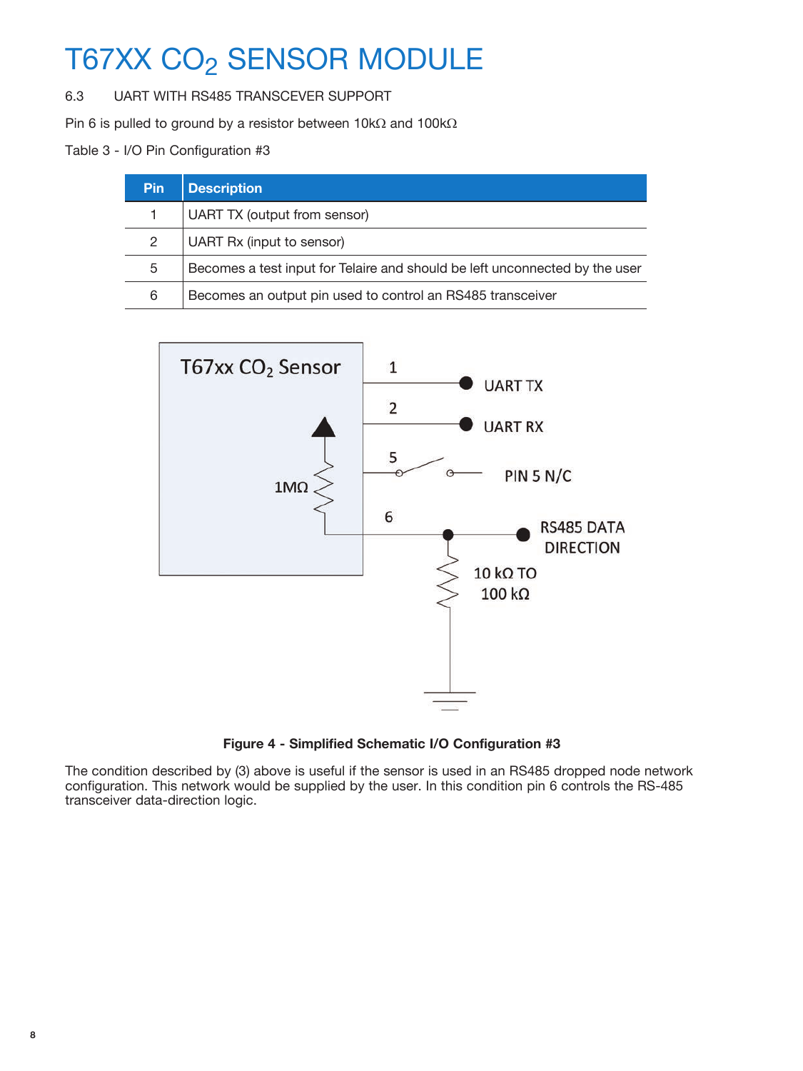# T67XX $CO_2$ SENSOR MODULE

6.3 UART WITH RS485 TRANSCEVER SUPPORT

Pin 6 is pulled to ground by a resistor between 10kΩ and 100kΩ

Table 3 - I/O Pin Configuration #3

| Pin | Description |
|---|---|
| 1 | UART TX (output from sensor) |
| 2 | UART Rx (input to sensor) |
| 5 | Becomes a test input for Telaire and should be left unconnected by the user |
| 6 | Becomes an output pin used to control an RS485 transceiver |

**Figure 4 - Simplified Schematic I/O Configuration #3**

The condition described by (3) above is useful if the sensor is used in an RS485 dropped node network configuration. This network would be supplied by the user. In this condition pin 6 controls the RS-485 transceiver data-direction logic.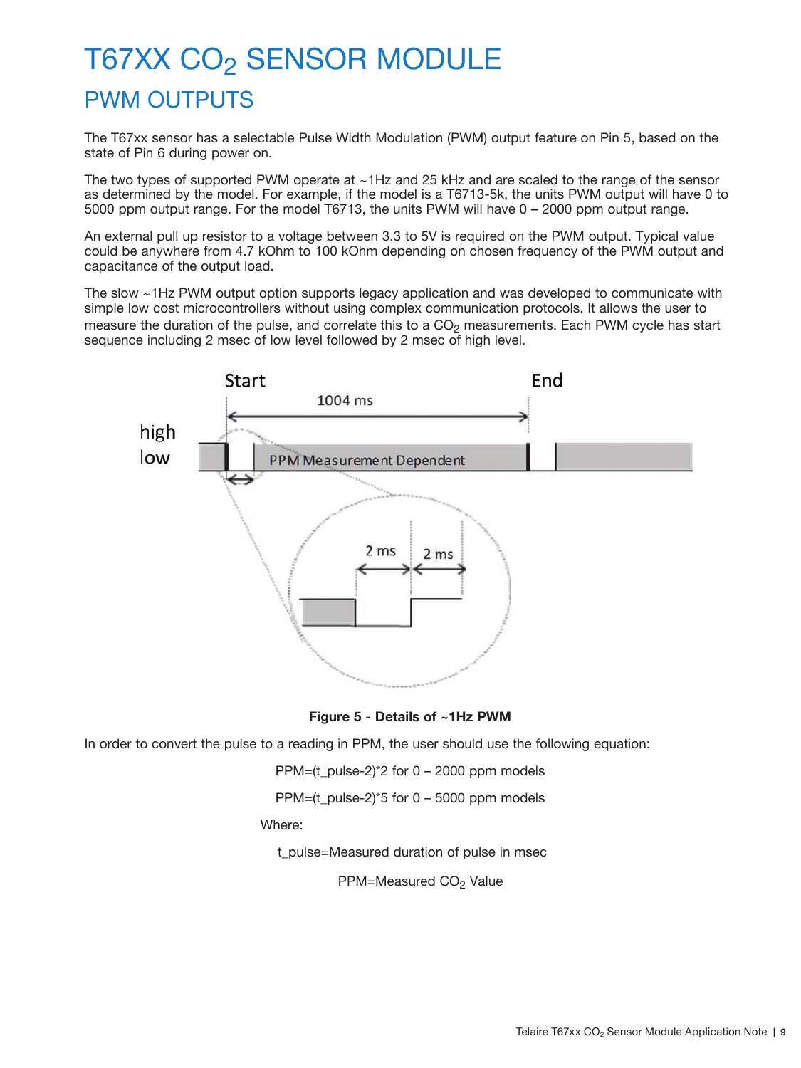# T67XX $CO_2$ SENSOR MODULE

## PWM OUTPUTS

The T67xx sensor has a selectable Pulse Width Modulation (PWM) output feature on Pin 5, based on the state of Pin 6 during power on.

The two types of supported PWM operate at ~1Hz and 25 kHz and are scaled to the range of the sensor as determined by the model. For example, if the model is a T6713-5k, the units PWM output will have 0 to 5000 ppm output range. For the model T6713, the units PWM will have 0 – 2000 ppm output range.

An external pull up resistor to a voltage between 3.3 to 5V is required on the PWM output. Typical value could be anywhere from 4.7 kOhm to 100 kOhm depending on chosen frequency of the PWM output and capacitance of the output load.

The slow ~1Hz PWM output option supports legacy application and was developed to communicate with simple low cost microcontrollers without using complex communication protocols. It allows the user to measure the duration of the pulse, and correlate this to a $CO_2$ measurements. Each PWM cycle has start sequence including 2 msec of low level followed by 2 msec of high level.

**Figure 5 - Details of ~1Hz PWM**

In order to convert the pulse to a reading in PPM, the user should use the following equation:

PPM=(t_pulse-2)*2 for 0 – 2000 ppm models

PPM=(t_pulse-2)*5 for 0 – 5000 ppm models

Where:

t_pulse=Measured duration of pulse in msec

PPM=Measured $CO_2$ Value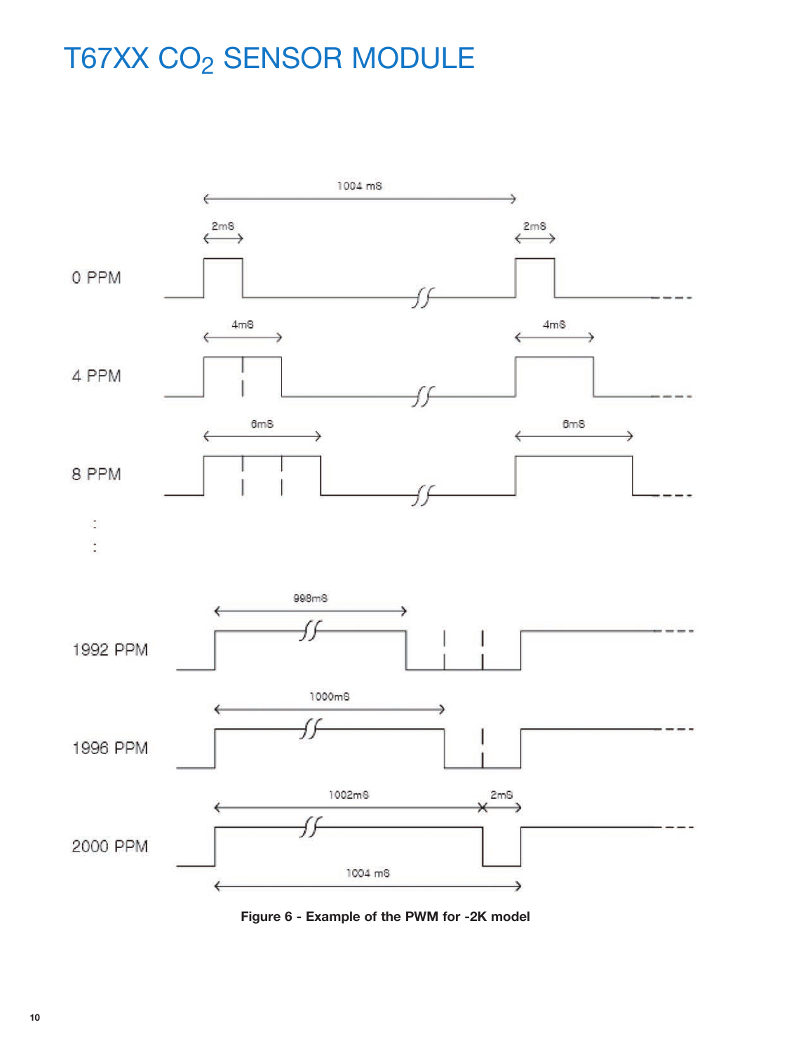# T67XX $CO_2$ SENSOR MODULE

1004 mS

2mS

0 PPM

2mS

4mS

4 PPM

4mS

6mS

8 PPM

6mS

:

:

998mS

1992 PPM

1000mS

1996 PPM

1002mS

2mS

2000 PPM

1004 mS

**Figure 6 - Example of the PWM for -2K model**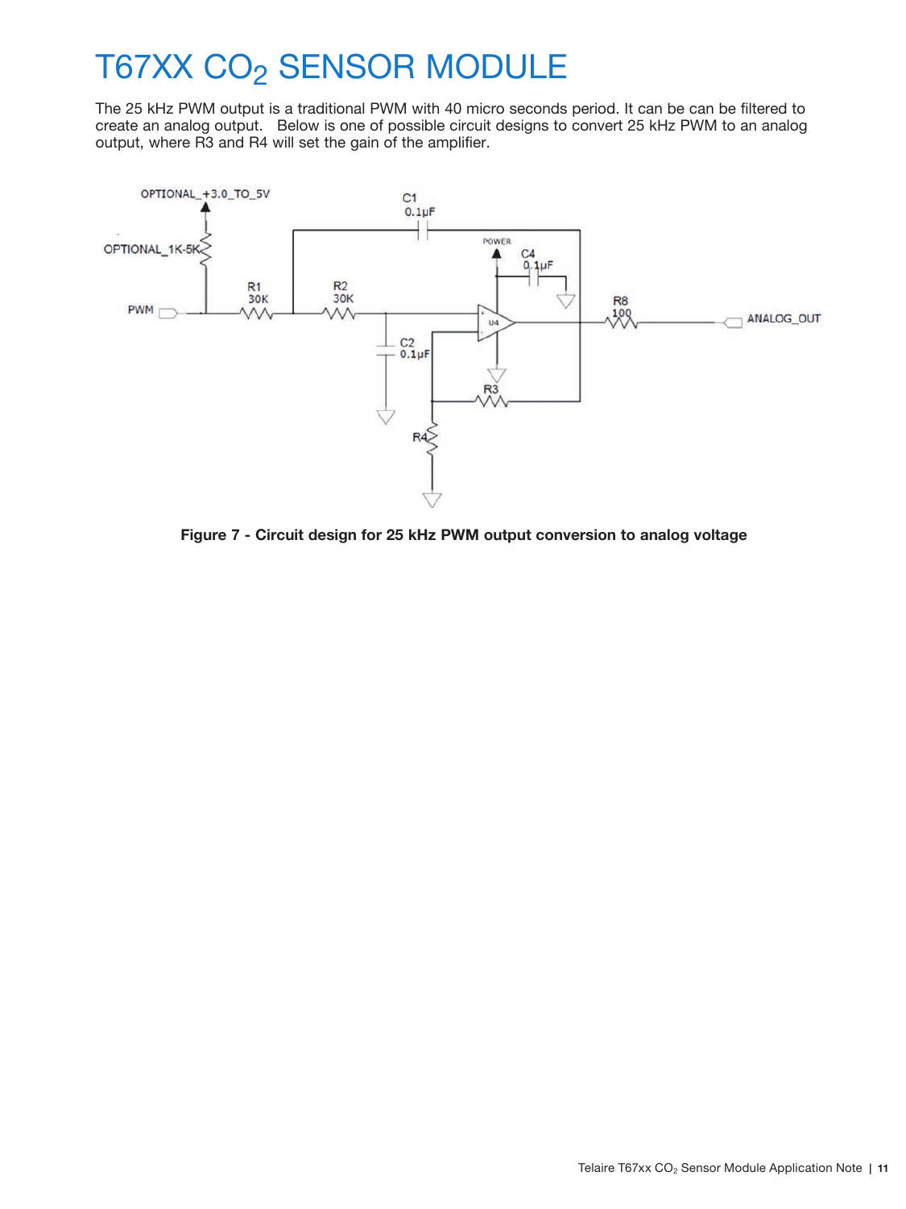# T67XX $CO_2$ SENSOR MODULE

The 25 kHz PWM output is a traditional PWM with 40 micro seconds period. It can be can be filtered to create an analog output. Below is one of possible circuit designs to convert 25 kHz PWM to an analog output, where R3 and R4 will set the gain of the amplifier.

**Figure 7 - Circuit design for 25 kHz PWM output conversion to analog voltage**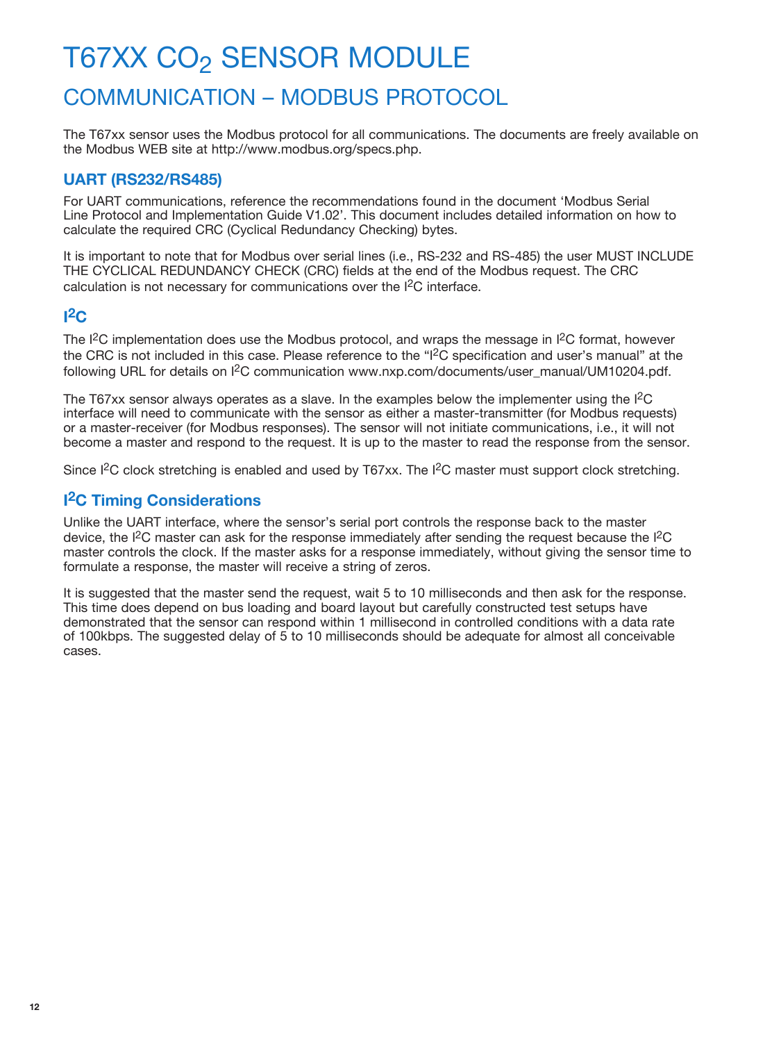# T67XX $CO_2$ SENSOR MODULE

## COMMUNICATION – MODBUS PROTOCOL

The T67xx sensor uses the Modbus protocol for all communications. The documents are freely available on the Modbus WEB site at http://www.modbus.org/specs.php.

### UART (RS232/RS485)

For UART communications, reference the recommendations found in the document 'Modbus Serial Line Protocol and Implementation Guide V1.02'. This document includes detailed information on how to calculate the required CRC (Cyclical Redundancy Checking) bytes.

It is important to note that for Modbus over serial lines (i.e., RS-232 and RS-485) the user MUST INCLUDE THE CYCLICAL REDUNDANCY CHECK (CRC) fields at the end of the Modbus request. The CRC calculation is not necessary for communications over the $I^2C$ interface.

### $I^2C$

The $I^2C$ implementation does use the Modbus protocol, and wraps the message in $I^2C$ format, however the CRC is not included in this case. Please reference to the "$I^2C$ specification and user's manual" at the following URL for details on $I^2C$ communication www.nxp.com/documents/user_manual/UM10204.pdf.

The T67xx sensor always operates as a slave. In the examples below the implementer using the $I^2C$ interface will need to communicate with the sensor as either a master-transmitter (for Modbus requests) or a master-receiver (for Modbus responses). The sensor will not initiate communications, i.e., it will not become a master and respond to the request. It is up to the master to read the response from the sensor.

Since $I^2C$ clock stretching is enabled and used by T67xx. The $I^2C$ master must support clock stretching.

### $I^2C$ Timing Considerations

Unlike the UART interface, where the sensor's serial port controls the response back to the master device, the $I^2C$ master can ask for the response immediately after sending the request because the $I^2C$ master controls the clock. If the master asks for a response immediately, without giving the sensor time to formulate a response, the master will receive a string of zeros.

It is suggested that the master send the request, wait 5 to 10 milliseconds and then ask for the response. This time does depend on bus loading and board layout but carefully constructed test setups have demonstrated that the sensor can respond within 1 millisecond in controlled conditions with a data rate of 100kbps. The suggested delay of 5 to 10 milliseconds should be adequate for almost all conceivable cases.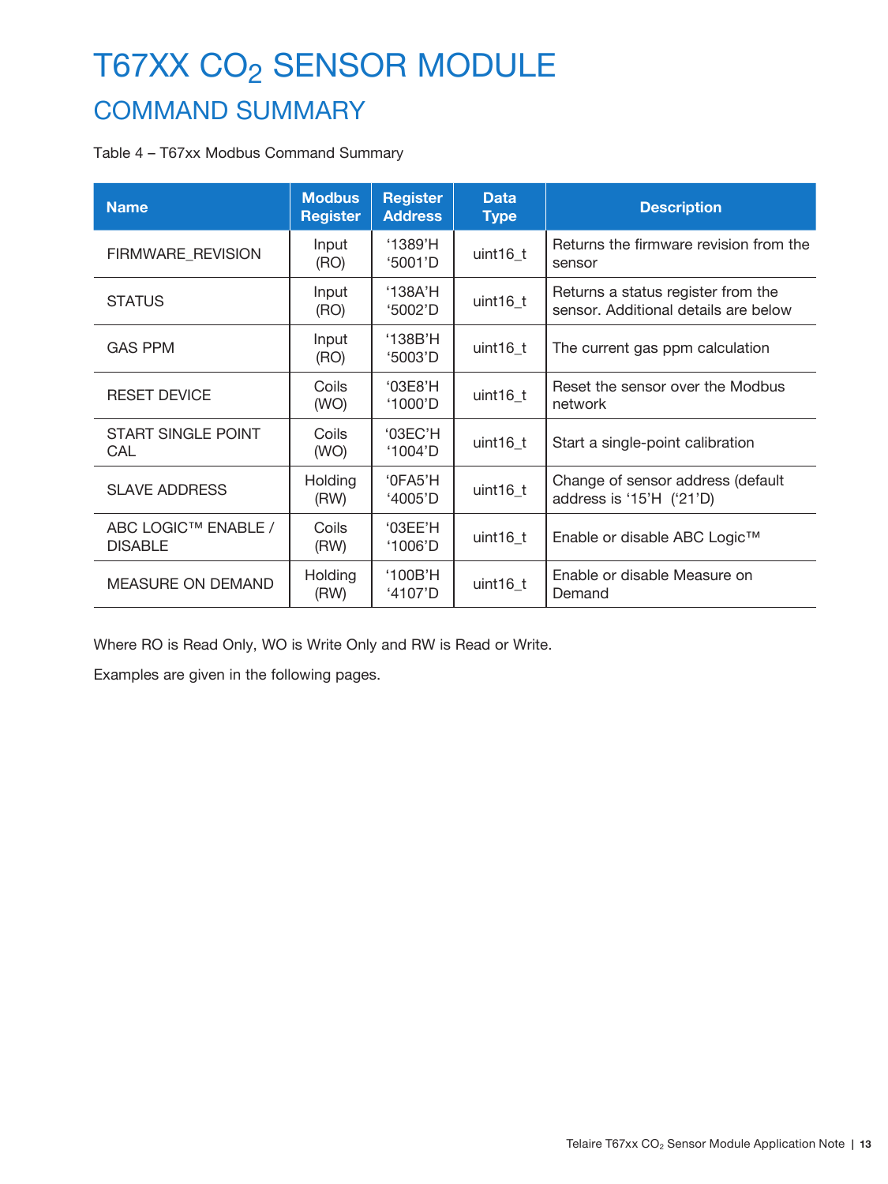# T67XX $CO_2$ SENSOR MODULE

## COMMAND SUMMARY

Table 4 – T67xx Modbus Command Summary

| Name | Modbus Register | Register Address | Data Type | Description |
|---|---|---|---|---|
| FIRMWARE_REVISION | Input (RO) | ‘1389’H ‘5001’D | uint16_t | Returns the firmware revision from the sensor |
| STATUS | Input (RO) | ‘138A’H ‘5002’D | uint16_t | Returns a status register from the sensor. Additional details are below |
| GAS PPM | Input (RO) | ‘138B’H ‘5003’D | uint16_t | The current gas ppm calculation |
| RESET DEVICE | Coils (WO) | ‘03E8’H ‘1000’D | uint16_t | Reset the sensor over the Modbus network |
| START SINGLE POINT CAL | Coils (WO) | ‘03EC’H ‘1004’D | uint16_t | Start a single-point calibration |
| SLAVE ADDRESS | Holding (RW) | ‘0FA5’H ‘4005’D | uint16_t | Change of sensor address (default address is ‘15’H (‘21’D) |
| ABC LOGIC™ ENABLE / DISABLE | Coils (RW) | ‘03EE’H ‘1006’D | uint16_t | Enable or disable ABC Logic™ |
| MEASURE ON DEMAND | Holding (RW) | ‘100B’H ‘4107’D | uint16_t | Enable or disable Measure on Demand |

Where RO is Read Only, WO is Write Only and RW is Read or Write.

Examples are given in the following pages.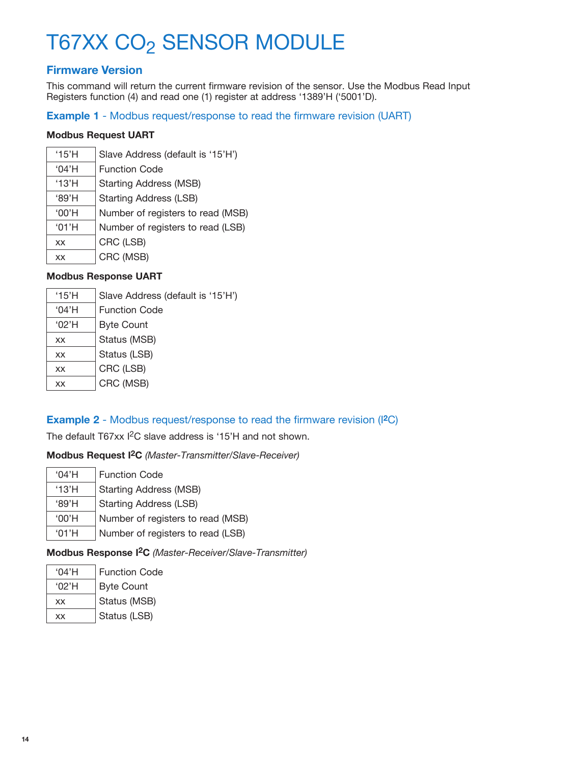# T67XX $CO_2$ SENSOR MODULE

## Firmware Version

This command will return the current firmware revision of the sensor. Use the Modbus Read Input Registers function (4) and read one (1) register at address '1389'H ('5001'D).

### Example 1 - Modbus request/response to read the firmware revision (UART)

**Modbus Request UART**

| | |
|---|---|
| '15'H | Slave Address (default is '15'H') |
| '04'H | Function Code |
| '13'H | Starting Address (MSB) |
| '89'H | Starting Address (LSB) |
| '00'H | Number of registers to read (MSB) |
| '01'H | Number of registers to read (LSB) |
| xx | CRC (LSB) |
| xx | CRC (MSB) |

**Modbus Response UART**

| | |
|---|---|
| '15'H | Slave Address (default is '15'H') |
| '04'H | Function Code |
| '02'H | Byte Count |
| xx | Status (MSB) |
| xx | Status (LSB) |
| xx | CRC (LSB) |
| xx | CRC (MSB) |

### Example 2 - Modbus request/response to read the firmware revision ($I^2C$)

The default T67xx $I^2C$ slave address is '15'H and not shown.

**Modbus Request $I^2C$** *(Master-Transmitter/Slave-Receiver)*

| | |
|---|---|
| '04'H | Function Code |
| '13'H | Starting Address (MSB) |
| '89'H | Starting Address (LSB) |
| '00'H | Number of registers to read (MSB) |
| '01'H | Number of registers to read (LSB) |

**Modbus Response $I^2C$** *(Master-Receiver/Slave-Transmitter)*

| | |
|---|---|
| '04'H | Function Code |
| '02'H | Byte Count |
| xx | Status (MSB) |
| xx | Status (LSB) |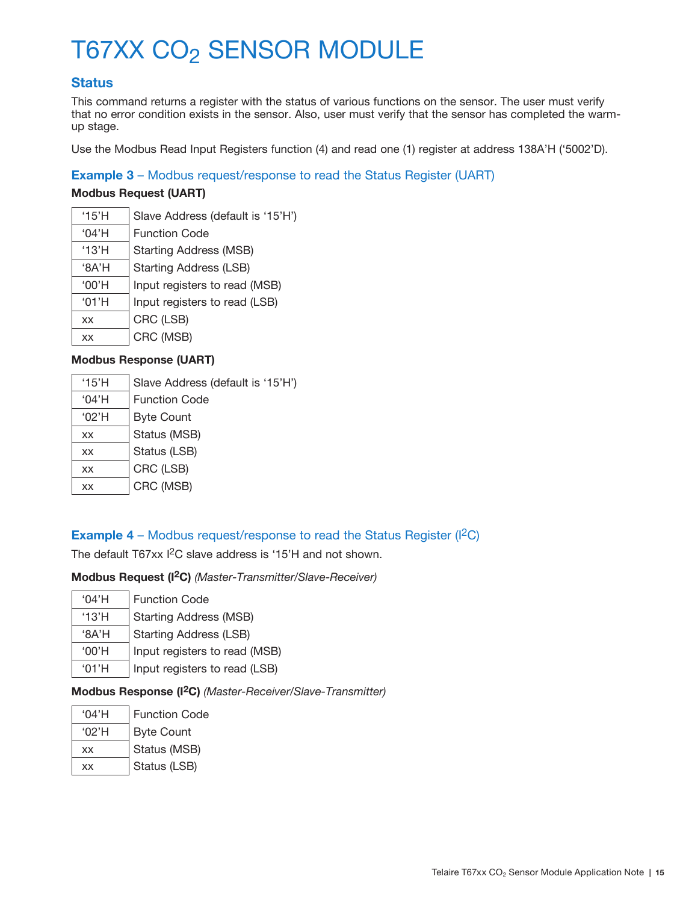# T67XX $CO_2$ SENSOR MODULE

## Status

This command returns a register with the status of various functions on the sensor. The user must verify that no error condition exists in the sensor. Also, user must verify that the sensor has completed the warm-up stage.

Use the Modbus Read Input Registers function (4) and read one (1) register at address 138A'H ('5002'D).

### Example 3 – Modbus request/response to read the Status Register (UART)

**Modbus Request (UART)**

| | |
|---|---|
| '15'H | Slave Address (default is '15'H') |
| '04'H | Function Code |
| '13'H | Starting Address (MSB) |
| '8A'H | Starting Address (LSB) |
| '00'H | Input registers to read (MSB) |
| '01'H | Input registers to read (LSB) |
| xx | CRC (LSB) |
| xx | CRC (MSB) |

**Modbus Response (UART)**

| | |
|---|---|
| '15'H | Slave Address (default is '15'H') |
| '04'H | Function Code |
| '02'H | Byte Count |
| xx | Status (MSB) |
| xx | Status (LSB) |
| xx | CRC (LSB) |
| xx | CRC (MSB) |

### Example 4 – Modbus request/response to read the Status Register ($I^2C$)

The default T67xx $I^2C$ slave address is '15'H and not shown.

**Modbus Request ($I^2C$)** *(Master-Transmitter/Slave-Receiver)*

| | |
|---|---|
| '04'H | Function Code |
| '13'H | Starting Address (MSB) |
| '8A'H | Starting Address (LSB) |
| '00'H | Input registers to read (MSB) |
| '01'H | Input registers to read (LSB) |

**Modbus Response ($I^2C$)** *(Master-Receiver/Slave-Transmitter)*

| | |
|---|---|
| '04'H | Function Code |
| '02'H | Byte Count |
| xx | Status (MSB) |
| xx | Status (LSB) |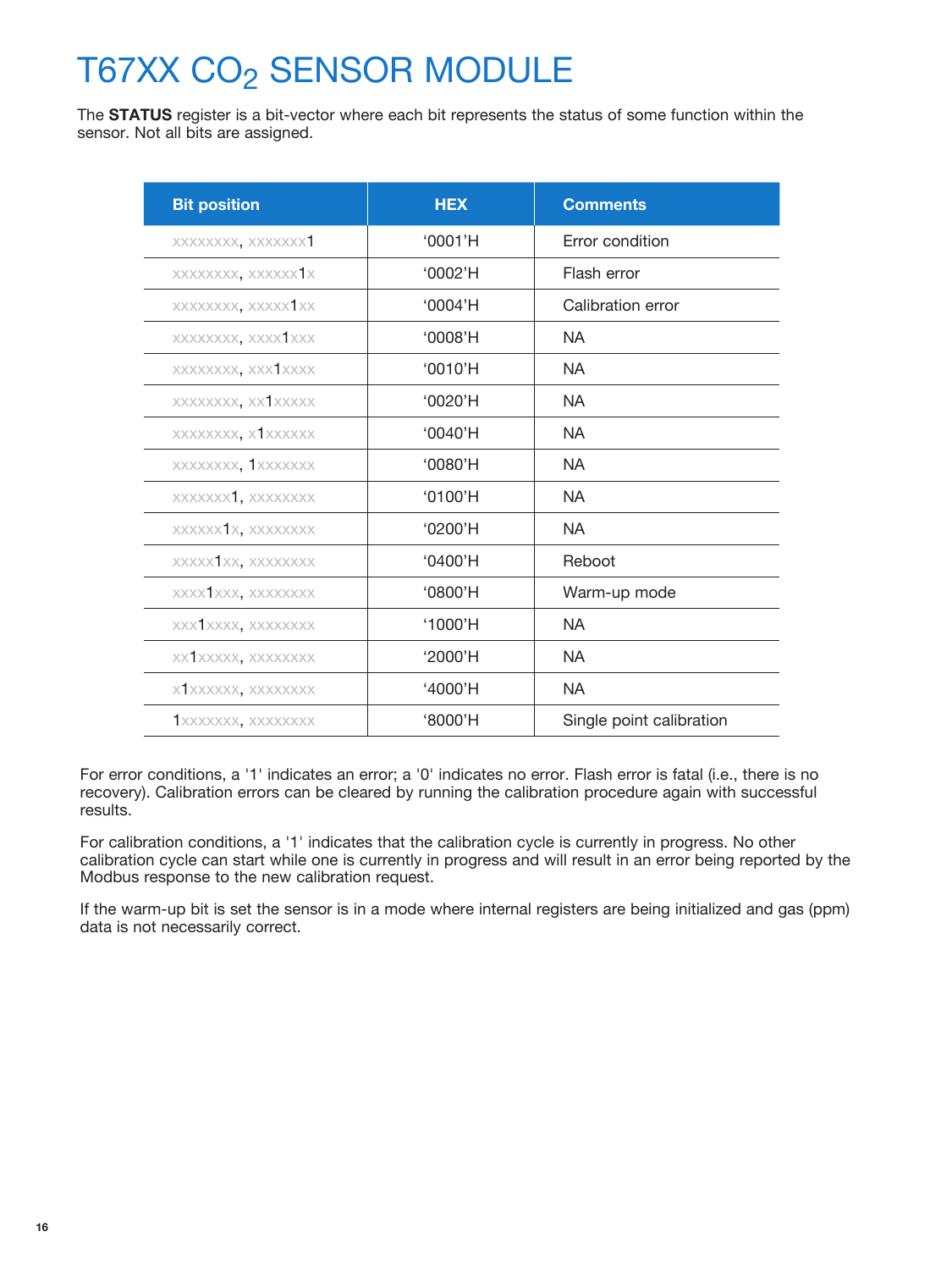# T67XX $CO_2$ SENSOR MODULE

The **STATUS** register is a bit-vector where each bit represents the status of some function within the sensor. Not all bits are assigned.

| Bit position | HEX | Comments |
|---|---|---|
| xxxxxxxx, xxxxxxx1 | ‘0001’H | Error condition |
| xxxxxxxx, xxxxxx1x | ‘0002’H | Flash error |
| xxxxxxxx, xxxxx1xx | ‘0004’H | Calibration error |
| xxxxxxxx, xxxx1xxx | ‘0008’H | NA |
| xxxxxxxx, xxx1xxxx | ‘0010’H | NA |
| xxxxxxxx, xx1xxxxx | ‘0020’H | NA |
| xxxxxxxx, x1xxxxxx | ‘0040’H | NA |
| xxxxxxxx, 1xxxxxxx | ‘0080’H | NA |
| xxxxxxx1, xxxxxxxx | ‘0100’H | NA |
| xxxxxx1x, xxxxxxxx | ‘0200’H | NA |
| xxxxx1xx, xxxxxxxx | ‘0400’H | Reboot |
| xxxx1xxx, xxxxxxxx | ‘0800’H | Warm-up mode |
| xxx1xxxx, xxxxxxxx | ‘1000’H | NA |
| xx1xxxxx, xxxxxxxx | ‘2000’H | NA |
| x1xxxxxx, xxxxxxxx | ‘4000’H | NA |
| 1xxxxxxx, xxxxxxxx | ‘8000’H | Single point calibration |

For error conditions, a '1' indicates an error; a '0' indicates no error. Flash error is fatal (i.e., there is no recovery). Calibration errors can be cleared by running the calibration procedure again with successful results.

For calibration conditions, a '1' indicates that the calibration cycle is currently in progress. No other calibration cycle can start while one is currently in progress and will result in an error being reported by the Modbus response to the new calibration request.

If the warm-up bit is set the sensor is in a mode where internal registers are being initialized and gas (ppm) data is not necessarily correct.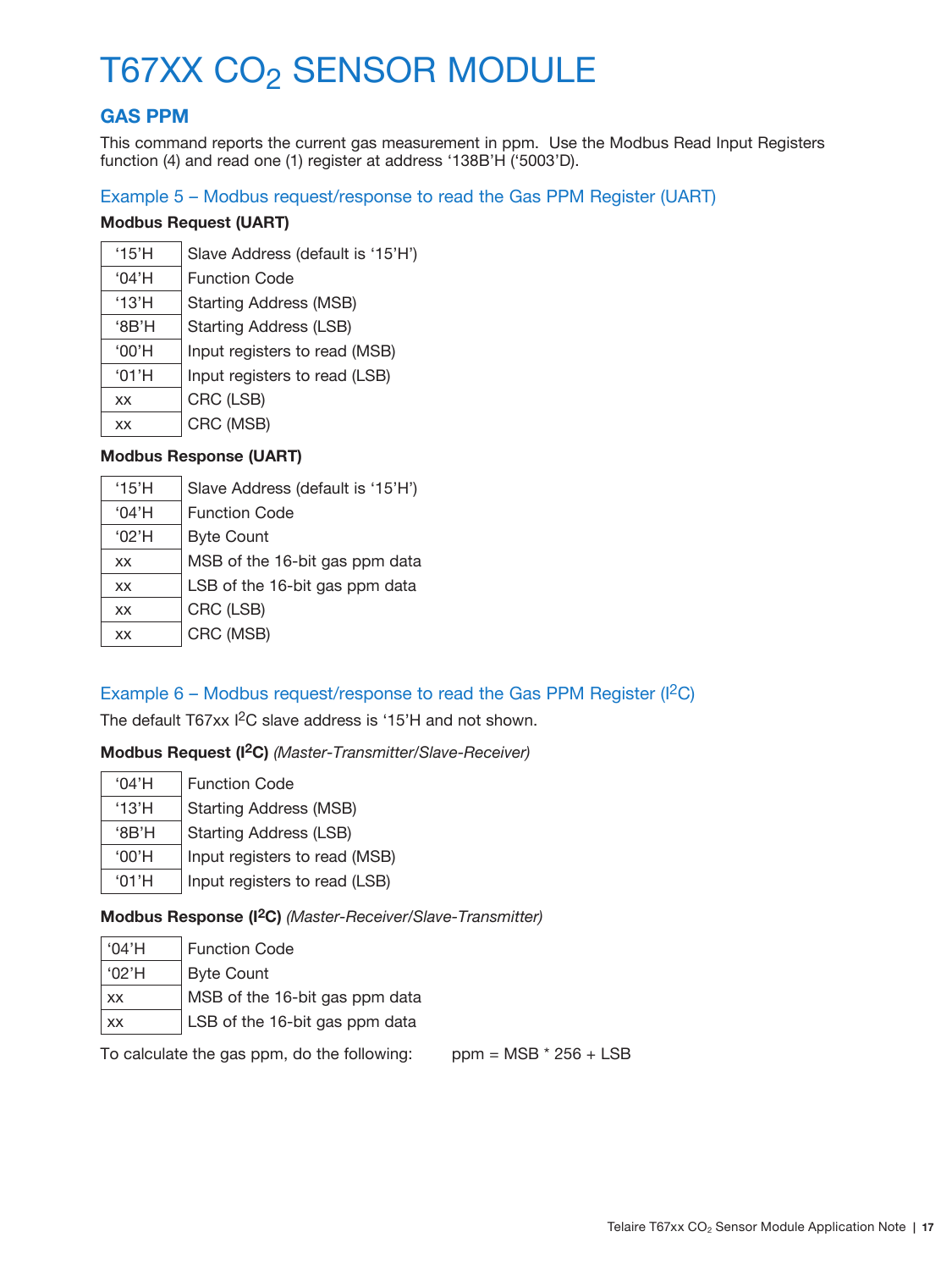# T67XX $CO_2$ SENSOR MODULE

## GAS PPM

This command reports the current gas measurement in ppm. Use the Modbus Read Input Registers function (4) and read one (1) register at address '138B'H ('5003'D).

### Example 5 – Modbus request/response to read the Gas PPM Register (UART)

**Modbus Request (UART)**

| | |
|---|---|
| '15'H | Slave Address (default is '15'H') |
| '04'H | Function Code |
| '13'H | Starting Address (MSB) |
| '8B'H | Starting Address (LSB) |
| '00'H | Input registers to read (MSB) |
| '01'H | Input registers to read (LSB) |
| xx | CRC (LSB) |
| xx | CRC (MSB) |

**Modbus Response (UART)**

| | |
|---|---|
| '15'H | Slave Address (default is '15'H') |
| '04'H | Function Code |
| '02'H | Byte Count |
| xx | MSB of the 16-bit gas ppm data |
| xx | LSB of the 16-bit gas ppm data |
| xx | CRC (LSB) |
| xx | CRC (MSB) |

### Example 6 – Modbus request/response to read the Gas PPM Register ($I^2C$)

The default T67xx $I^2C$ slave address is '15'H and not shown.

**Modbus Request ($I^2C$)** *(Master-Transmitter/Slave-Receiver)*

| | |
|---|---|
| '04'H | Function Code |
| '13'H | Starting Address (MSB) |
| '8B'H | Starting Address (LSB) |
| '00'H | Input registers to read (MSB) |
| '01'H | Input registers to read (LSB) |

**Modbus Response ($I^2C$)** *(Master-Receiver/Slave-Transmitter)*

| | |
|---|---|
| '04'H | Function Code |
| '02'H | Byte Count |
| xx | MSB of the 16-bit gas ppm data |
| xx | LSB of the 16-bit gas ppm data |

To calculate the gas ppm, do the following: ppm = MSB * 256 + LSB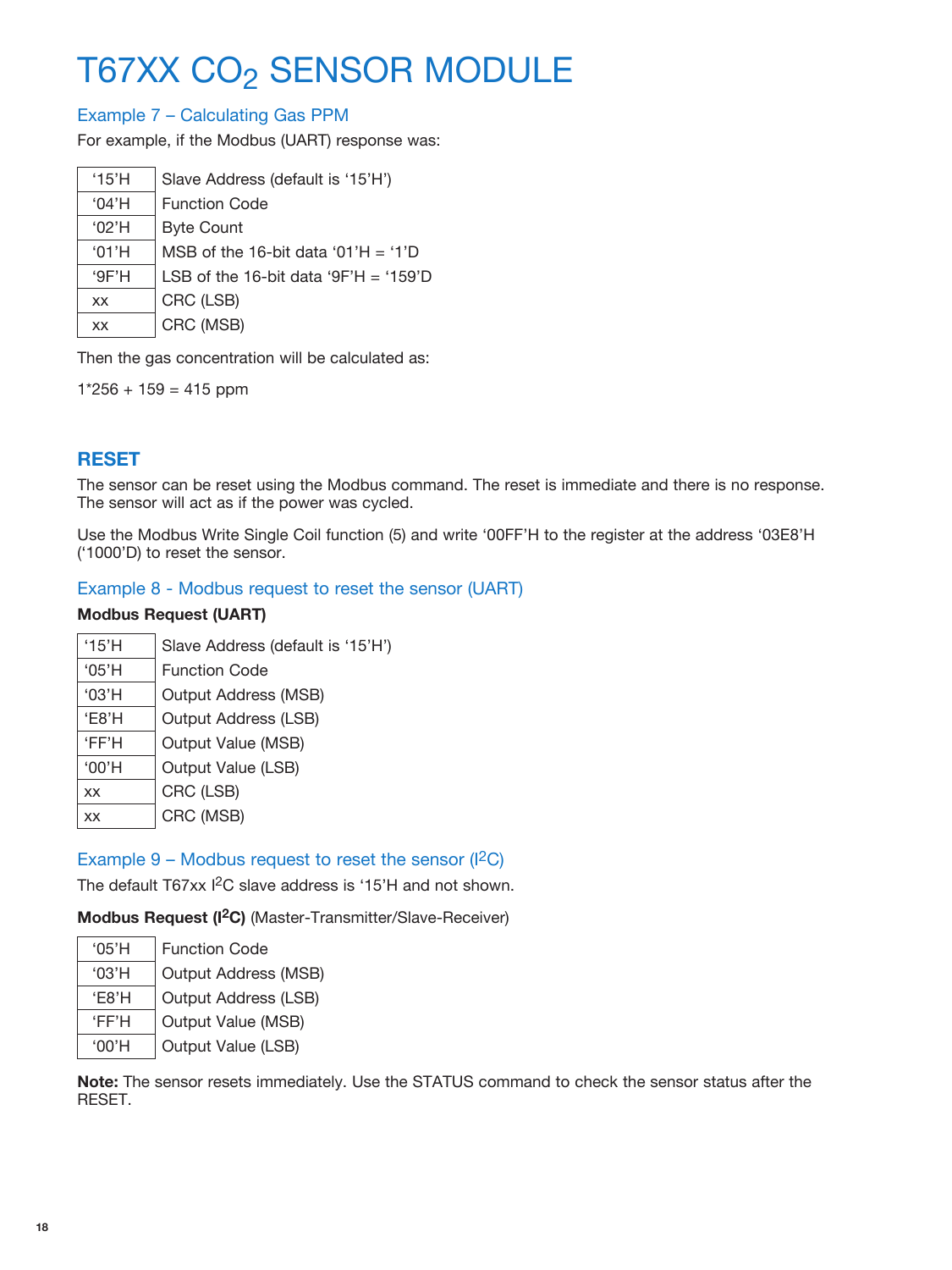# T67XX $CO_2$ SENSOR MODULE

### Example 7 – Calculating Gas PPM

For example, if the Modbus (UART) response was:

| | |
|---|---|
| ‘15’H | Slave Address (default is ‘15’H’) |
| ‘04’H | Function Code |
| ‘02’H | Byte Count |
| ‘01’H | MSB of the 16-bit data ‘01’H = ‘1’D |
| ‘9F’H | LSB of the 16-bit data ‘9F’H = ‘159’D |
| xx | CRC (LSB) |
| xx | CRC (MSB) |

Then the gas concentration will be calculated as:

1*256 + 159 = 415 ppm

## RESET

The sensor can be reset using the Modbus command. The reset is immediate and there is no response. The sensor will act as if the power was cycled.

Use the Modbus Write Single Coil function (5) and write ‘00FF’H to the register at the address ‘03E8’H (‘1000’D) to reset the sensor.

### Example 8 - Modbus request to reset the sensor (UART)

**Modbus Request (UART)**

| | |
|---|---|
| ‘15’H | Slave Address (default is ‘15’H’) |
| ‘05’H | Function Code |
| ‘03’H | Output Address (MSB) |
| ‘E8’H | Output Address (LSB) |
| ‘FF’H | Output Value (MSB) |
| ‘00’H | Output Value (LSB) |
| xx | CRC (LSB) |
| xx | CRC (MSB) |

### Example 9 – Modbus request to reset the sensor ($I^2C$)

The default T67xx $I^2C$ slave address is ‘15’H and not shown.

**Modbus Request ($I^2C$)** (Master-Transmitter/Slave-Receiver)

| | |
|---|---|
| ‘05’H | Function Code |
| ‘03’H | Output Address (MSB) |
| ‘E8’H | Output Address (LSB) |
| ‘FF’H | Output Value (MSB) |
| ‘00’H | Output Value (LSB) |

**Note:** The sensor resets immediately. Use the STATUS command to check the sensor status after the RESET.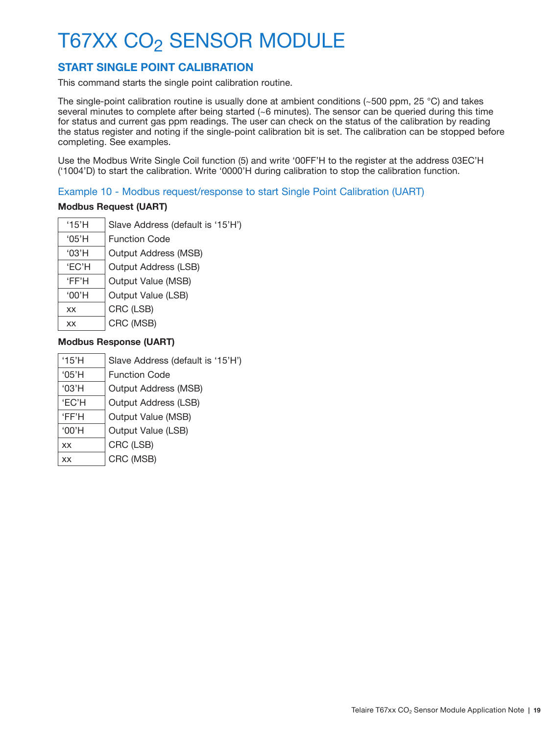# T67XX $CO_2$ SENSOR MODULE

## START SINGLE POINT CALIBRATION

This command starts the single point calibration routine.

The single-point calibration routine is usually done at ambient conditions (~500 ppm, 25 °C) and takes several minutes to complete after being started (~6 minutes). The sensor can be queried during this time for status and current gas ppm readings. The user can check on the status of the calibration by reading the status register and noting if the single-point calibration bit is set. The calibration can be stopped before completing. See examples.

Use the Modbus Write Single Coil function (5) and write '00FF'H to the register at the address 03EC'H ('1004'D) to start the calibration. Write '0000'H during calibration to stop the calibration function.

### Example 10 - Modbus request/response to start Single Point Calibration (UART)

**Modbus Request (UART)**

| | |
|---|---|
| '15'H | Slave Address (default is '15'H') |
| '05'H | Function Code |
| '03'H | Output Address (MSB) |
| 'EC'H | Output Address (LSB) |
| 'FF'H | Output Value (MSB) |
| '00'H | Output Value (LSB) |
| xx | CRC (LSB) |
| xx | CRC (MSB) |

**Modbus Response (UART)**

| | |
|---|---|
| '15'H | Slave Address (default is '15'H') |
| '05'H | Function Code |
| '03'H | Output Address (MSB) |
| 'EC'H | Output Address (LSB) |
| 'FF'H | Output Value (MSB) |
| '00'H | Output Value (LSB) |
| xx | CRC (LSB) |
| xx | CRC (MSB) |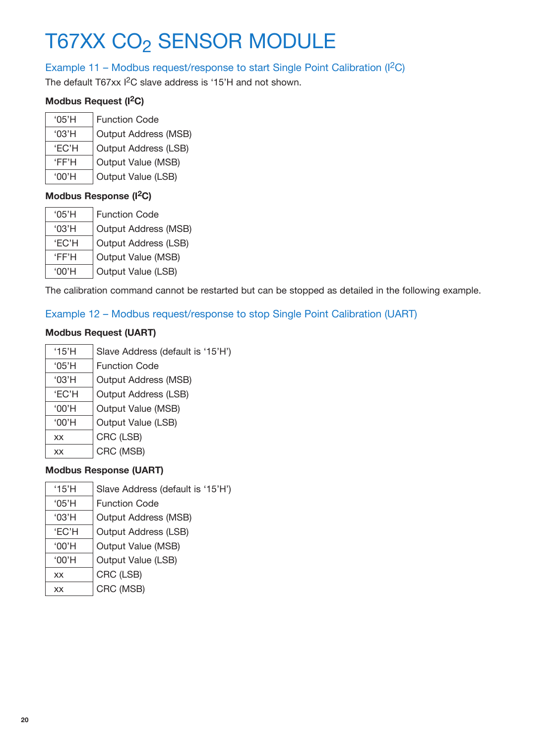# T67XX $CO_2$ SENSOR MODULE

## Example 11 – Modbus request/response to start Single Point Calibration ($I^2C$)

The default T67xx $I^2C$ slave address is ‘15’H and not shown.

**Modbus Request ($I^2C$)**

| | |
|---|---|
| ‘05’H | Function Code |
| ‘03’H | Output Address (MSB) |
| ‘EC’H | Output Address (LSB) |
| ‘FF’H | Output Value (MSB) |
| ‘00’H | Output Value (LSB) |

**Modbus Response ($I^2C$)**

| | |
|---|---|
| ‘05’H | Function Code |
| ‘03’H | Output Address (MSB) |
| ‘EC’H | Output Address (LSB) |
| ‘FF’H | Output Value (MSB) |
| ‘00’H | Output Value (LSB) |

The calibration command cannot be restarted but can be stopped as detailed in the following example.

## Example 12 – Modbus request/response to stop Single Point Calibration (UART)

**Modbus Request (UART)**

| | |
|---|---|
| ‘15’H | Slave Address (default is ‘15’H’) |
| ‘05’H | Function Code |
| ‘03’H | Output Address (MSB) |
| ‘EC’H | Output Address (LSB) |
| ‘00’H | Output Value (MSB) |
| ‘00’H | Output Value (LSB) |
| xx | CRC (LSB) |
| xx | CRC (MSB) |

**Modbus Response (UART)**

| | |
|---|---|
| ‘15’H | Slave Address (default is ‘15’H’) |
| ‘05’H | Function Code |
| ‘03’H | Output Address (MSB) |
| ‘EC’H | Output Address (LSB) |
| ‘00’H | Output Value (MSB) |
| ‘00’H | Output Value (LSB) |
| xx | CRC (LSB) |
| xx | CRC (MSB) |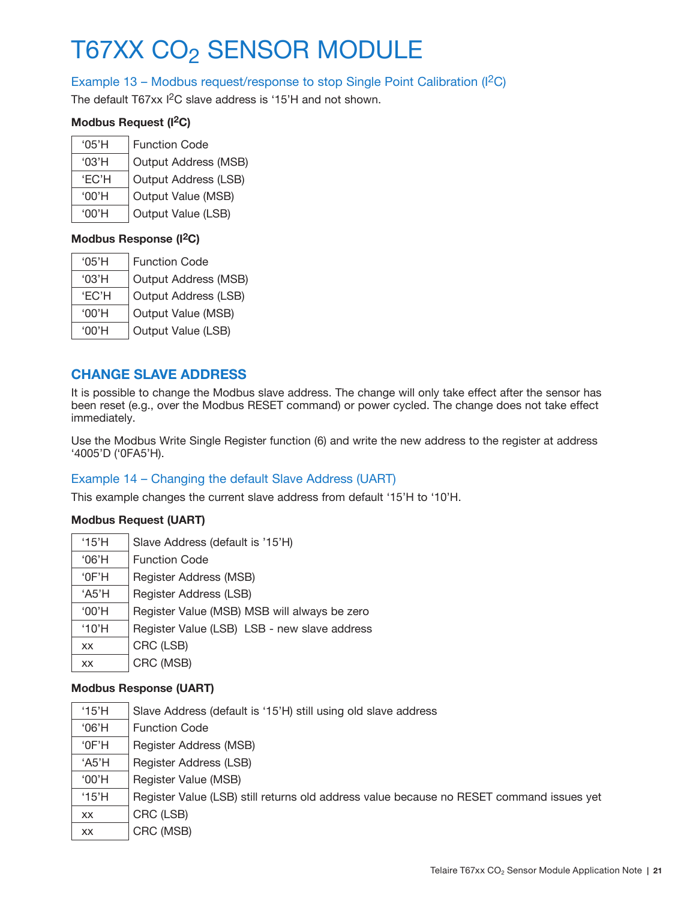# T67XX $CO_2$ SENSOR MODULE

### Example 13 – Modbus request/response to stop Single Point Calibration ($I^2C$)

The default T67xx $I^2C$ slave address is '15'H and not shown.

**Modbus Request ($I^2C$)**

| | |
|---|---|
| '05'H | Function Code |
| '03'H | Output Address (MSB) |
| 'EC'H | Output Address (LSB) |
| '00'H | Output Value (MSB) |
| '00'H | Output Value (LSB) |

**Modbus Response ($I^2C$)**

| | |
|---|---|
| '05'H | Function Code |
| '03'H | Output Address (MSB) |
| 'EC'H | Output Address (LSB) |
| '00'H | Output Value (MSB) |
| '00'H | Output Value (LSB) |

## CHANGE SLAVE ADDRESS

It is possible to change the Modbus slave address. The change will only take effect after the sensor has been reset (e.g., over the Modbus RESET command) or power cycled. The change does not take effect immediately.

Use the Modbus Write Single Register function (6) and write the new address to the register at address '4005'D ('0FA5'H).

### Example 14 – Changing the default Slave Address (UART)

This example changes the current slave address from default '15'H to '10'H.

**Modbus Request (UART)**

| | |
|---|---|
| '15'H | Slave Address (default is '15'H) |
| '06'H | Function Code |
| '0F'H | Register Address (MSB) |
| 'A5'H | Register Address (LSB) |
| '00'H | Register Value (MSB) MSB will always be zero |
| '10'H | Register Value (LSB) LSB - new slave address |
| xx | CRC (LSB) |
| xx | CRC (MSB) |

**Modbus Response (UART)**

| | |
|---|---|
| '15'H | Slave Address (default is '15'H) still using old slave address |
| '06'H | Function Code |
| '0F'H | Register Address (MSB) |
| 'A5'H | Register Address (LSB) |
| '00'H | Register Value (MSB) |
| '15'H | Register Value (LSB) still returns old address value because no RESET command issues yet |
| xx | CRC (LSB) |
| xx | CRC (MSB) |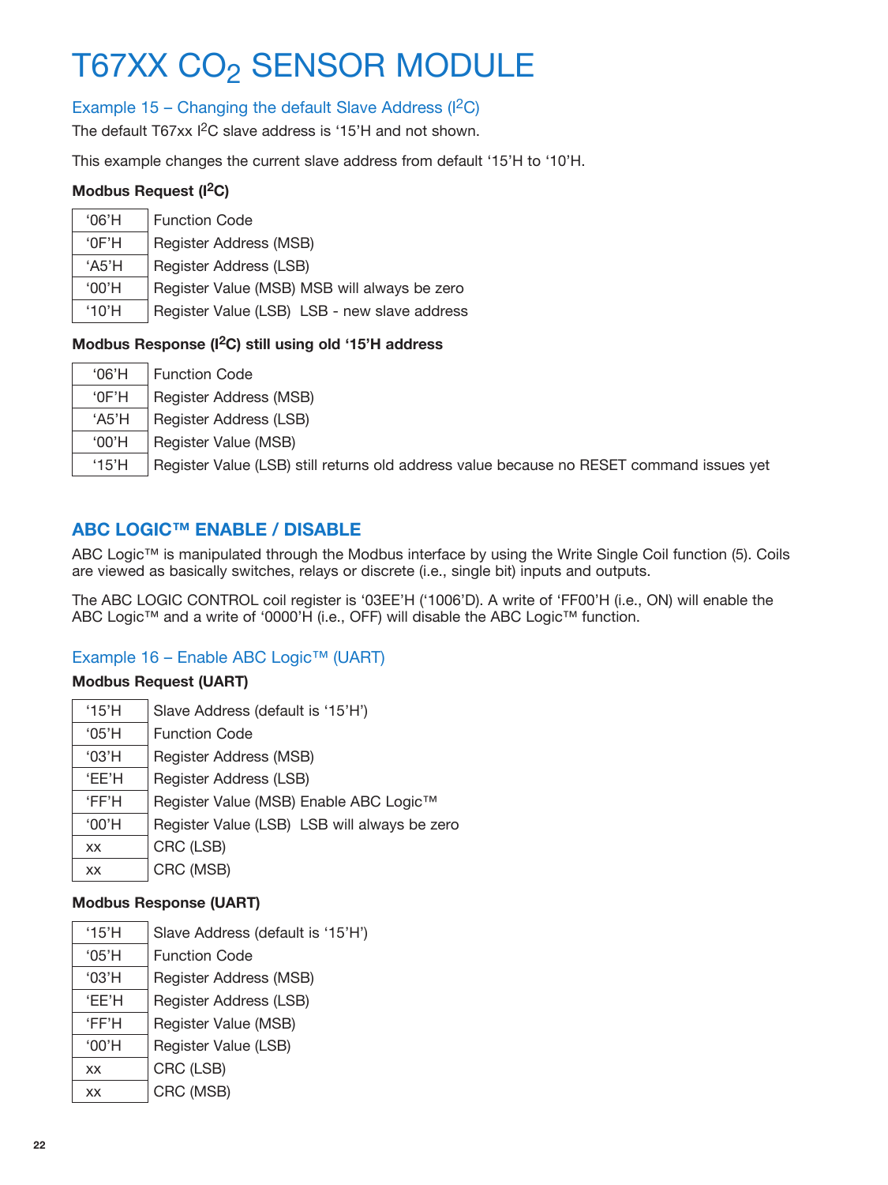# T67XX $CO_2$ SENSOR MODULE

### Example 15 – Changing the default Slave Address ($I^2C$)

The default T67xx $I^2C$ slave address is ‘15’H and not shown.

This example changes the current slave address from default ‘15’H to ‘10’H.

**Modbus Request ($I^2C$)**

| | |
|---|---|
| ‘06’H | Function Code |
| ‘0F’H | Register Address (MSB) |
| ‘A5’H | Register Address (LSB) |
| ‘00’H | Register Value (MSB) MSB will always be zero |
| ‘10’H | Register Value (LSB) LSB - new slave address |

**Modbus Response ($I^2C$) still using old ‘15’H address**

| | |
|---|---|
| ‘06’H | Function Code |
| ‘0F’H | Register Address (MSB) |
| ‘A5’H | Register Address (LSB) |
| ‘00’H | Register Value (MSB) |
| ‘15’H | Register Value (LSB) still returns old address value because no RESET command issues yet |

## ABC LOGIC™ ENABLE / DISABLE

ABC Logic™ is manipulated through the Modbus interface by using the Write Single Coil function (5). Coils are viewed as basically switches, relays or discrete (i.e., single bit) inputs and outputs.

The ABC LOGIC CONTROL coil register is ‘03EE’H (‘1006’D). A write of ‘FF00’H (i.e., ON) will enable the ABC Logic™ and a write of ‘0000’H (i.e., OFF) will disable the ABC Logic™ function.

### Example 16 – Enable ABC Logic™ (UART)

**Modbus Request (UART)**

| | |
|---|---|
| ‘15’H | Slave Address (default is ‘15’H’) |
| ‘05’H | Function Code |
| ‘03’H | Register Address (MSB) |
| ‘EE’H | Register Address (LSB) |
| ‘FF’H | Register Value (MSB) Enable ABC Logic™ |
| ‘00’H | Register Value (LSB) LSB will always be zero |
| xx | CRC (LSB) |
| xx | CRC (MSB) |

**Modbus Response (UART)**

| | |
|---|---|
| ‘15’H | Slave Address (default is ‘15’H’) |
| ‘05’H | Function Code |
| ‘03’H | Register Address (MSB) |
| ‘EE’H | Register Address (LSB) |
| ‘FF’H | Register Value (MSB) |
| ‘00’H | Register Value (LSB) |
| xx | CRC (LSB) |
| xx | CRC (MSB) |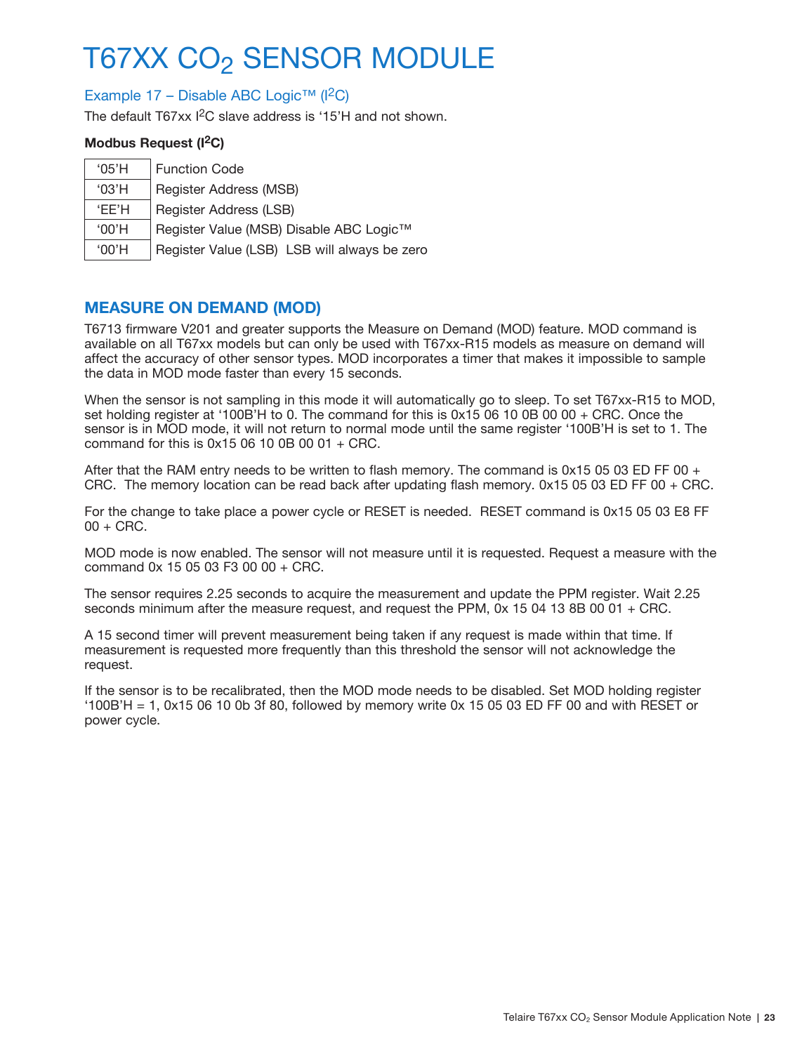# T67XX $CO_2$ SENSOR MODULE

### Example 17 – Disable ABC Logic™ ($I^2C$)

The default T67xx $I^2C$ slave address is '15'H and not shown.

**Modbus Request ($I^2C$)**

| | |
|---|---|
| '05'H | Function Code |
| '03'H | Register Address (MSB) |
| 'EE'H | Register Address (LSB) |
| '00'H | Register Value (MSB) Disable ABC Logic™ |
| '00'H | Register Value (LSB) LSB will always be zero |

## MEASURE ON DEMAND (MOD)

T6713 firmware V201 and greater supports the Measure on Demand (MOD) feature. MOD command is available on all T67xx models but can only be used with T67xx-R15 models as measure on demand will affect the accuracy of other sensor types. MOD incorporates a timer that makes it impossible to sample the data in MOD mode faster than every 15 seconds.

When the sensor is not sampling in this mode it will automatically go to sleep. To set T67xx-R15 to MOD, set holding register at '100B'H to 0. The command for this is 0x15 06 10 0B 00 00 + CRC. Once the sensor is in MOD mode, it will not return to normal mode until the same register '100B'H is set to 1. The command for this is 0x15 06 10 0B 00 01 + CRC.

After that the RAM entry needs to be written to flash memory. The command is 0x15 05 03 ED FF 00 + CRC. The memory location can be read back after updating flash memory. 0x15 05 03 ED FF 00 + CRC.

For the change to take place a power cycle or RESET is needed. RESET command is 0x15 05 03 E8 FF 00 + CRC.

MOD mode is now enabled. The sensor will not measure until it is requested. Request a measure with the command 0x 15 05 03 F3 00 00 + CRC.

The sensor requires 2.25 seconds to acquire the measurement and update the PPM register. Wait 2.25 seconds minimum after the measure request, and request the PPM, 0x 15 04 13 8B 00 01 + CRC.

A 15 second timer will prevent measurement being taken if any request is made within that time. If measurement is requested more frequently than this threshold the sensor will not acknowledge the request.

If the sensor is to be recalibrated, then the MOD mode needs to be disabled. Set MOD holding register '100B'H = 1, 0x15 06 10 0b 3f 80, followed by memory write 0x 15 05 03 ED FF 00 and with RESET or power cycle.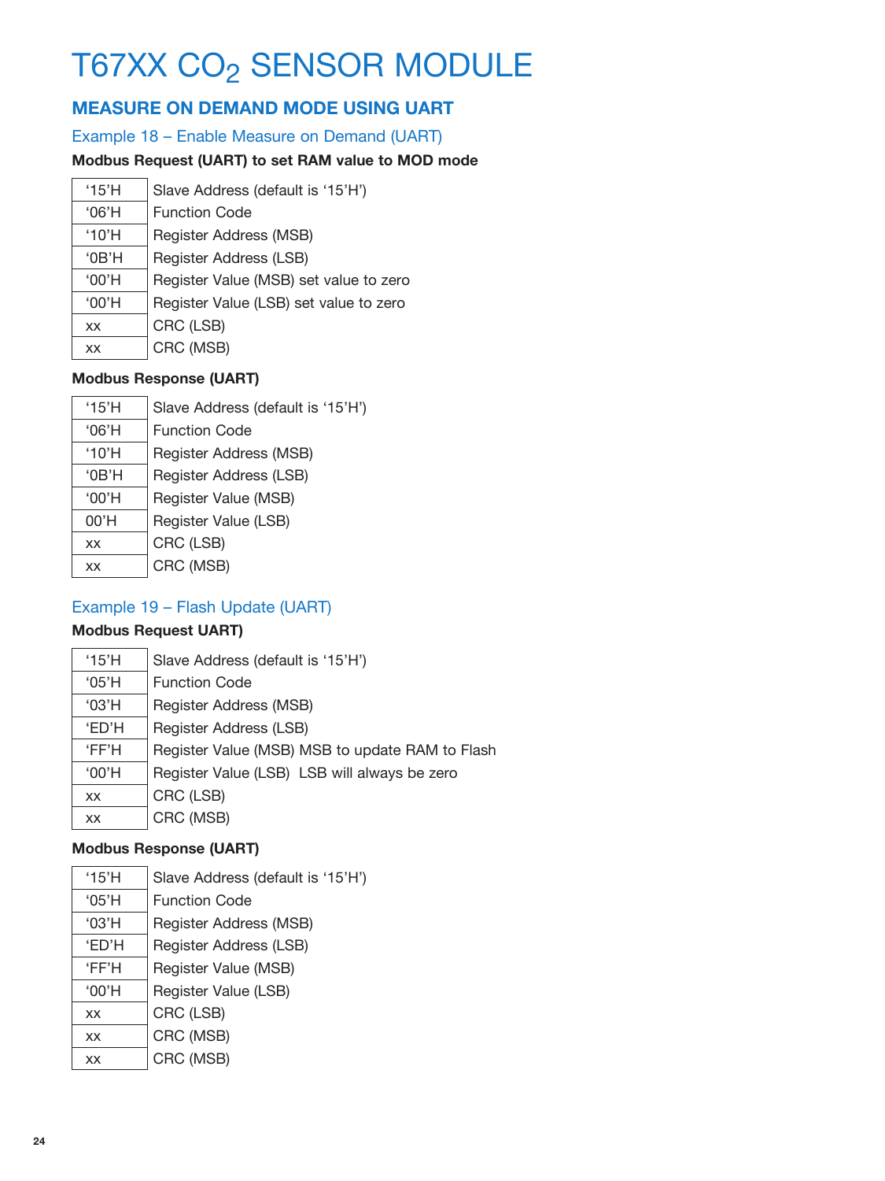# T67XX $CO_2$ SENSOR MODULE

## MEASURE ON DEMAND MODE USING UART

### Example 18 – Enable Measure on Demand (UART)

**Modbus Request (UART) to set RAM value to MOD mode**

| | |
|---|---|
| ‘15’H | Slave Address (default is ‘15’H’) |
| ‘06’H | Function Code |
| ‘10’H | Register Address (MSB) |
| ‘0B’H | Register Address (LSB) |
| ‘00’H | Register Value (MSB) set value to zero |
| ‘00’H | Register Value (LSB) set value to zero |
| xx | CRC (LSB) |
| xx | CRC (MSB) |

**Modbus Response (UART)**

| | |
|---|---|
| ‘15’H | Slave Address (default is ‘15’H’) |
| ‘06’H | Function Code |
| ‘10’H | Register Address (MSB) |
| ‘0B’H | Register Address (LSB) |
| ‘00’H | Register Value (MSB) |
| 00’H | Register Value (LSB) |
| xx | CRC (LSB) |
| xx | CRC (MSB) |

### Example 19 – Flash Update (UART)

**Modbus Request UART)**

| | |
|---|---|
| ‘15’H | Slave Address (default is ‘15’H’) |
| ‘05’H | Function Code |
| ‘03’H | Register Address (MSB) |
| ‘ED’H | Register Address (LSB) |
| ‘FF’H | Register Value (MSB) MSB to update RAM to Flash |
| ‘00’H | Register Value (LSB) LSB will always be zero |
| xx | CRC (LSB) |
| xx | CRC (MSB) |

**Modbus Response (UART)**

| | |
|---|---|
| ‘15’H | Slave Address (default is ‘15’H’) |
| ‘05’H | Function Code |
| ‘03’H | Register Address (MSB) |
| ‘ED’H | Register Address (LSB) |
| ‘FF’H | Register Value (MSB) |
| ‘00’H | Register Value (LSB) |
| xx | CRC (LSB) |
| xx | CRC (MSB) |
| xx | CRC (MSB) |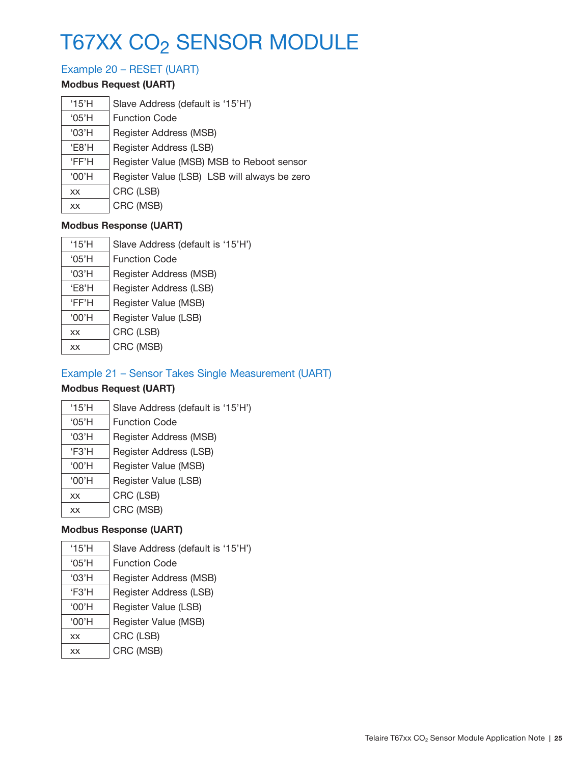# T67XX $CO_2$ SENSOR MODULE

## Example 20 – RESET (UART)

**Modbus Request (UART)**

| | |
|---|---|
| '15'H | Slave Address (default is '15'H') |
| '05'H | Function Code |
| '03'H | Register Address (MSB) |
| 'E8'H | Register Address (LSB) |
| 'FF'H | Register Value (MSB) MSB to Reboot sensor |
| '00'H | Register Value (LSB) LSB will always be zero |
| xx | CRC (LSB) |
| xx | CRC (MSB) |

**Modbus Response (UART)**

| | |
|---|---|
| '15'H | Slave Address (default is '15'H') |
| '05'H | Function Code |
| '03'H | Register Address (MSB) |
| 'E8'H | Register Address (LSB) |
| 'FF'H | Register Value (MSB) |
| '00'H | Register Value (LSB) |
| xx | CRC (LSB) |
| xx | CRC (MSB) |

## Example 21 – Sensor Takes Single Measurement (UART)

**Modbus Request (UART)**

| | |
|---|---|
| '15'H | Slave Address (default is '15'H') |
| '05'H | Function Code |
| '03'H | Register Address (MSB) |
| 'F3'H | Register Address (LSB) |
| '00'H | Register Value (MSB) |
| '00'H | Register Value (LSB) |
| xx | CRC (LSB) |
| xx | CRC (MSB) |

**Modbus Response (UART)**

| | |
|---|---|
| '15'H | Slave Address (default is '15'H') |
| '05'H | Function Code |
| '03'H | Register Address (MSB) |
| 'F3'H | Register Address (LSB) |
| '00'H | Register Value (LSB) |
| '00'H | Register Value (MSB) |
| xx | CRC (LSB) |
| xx | CRC (MSB) |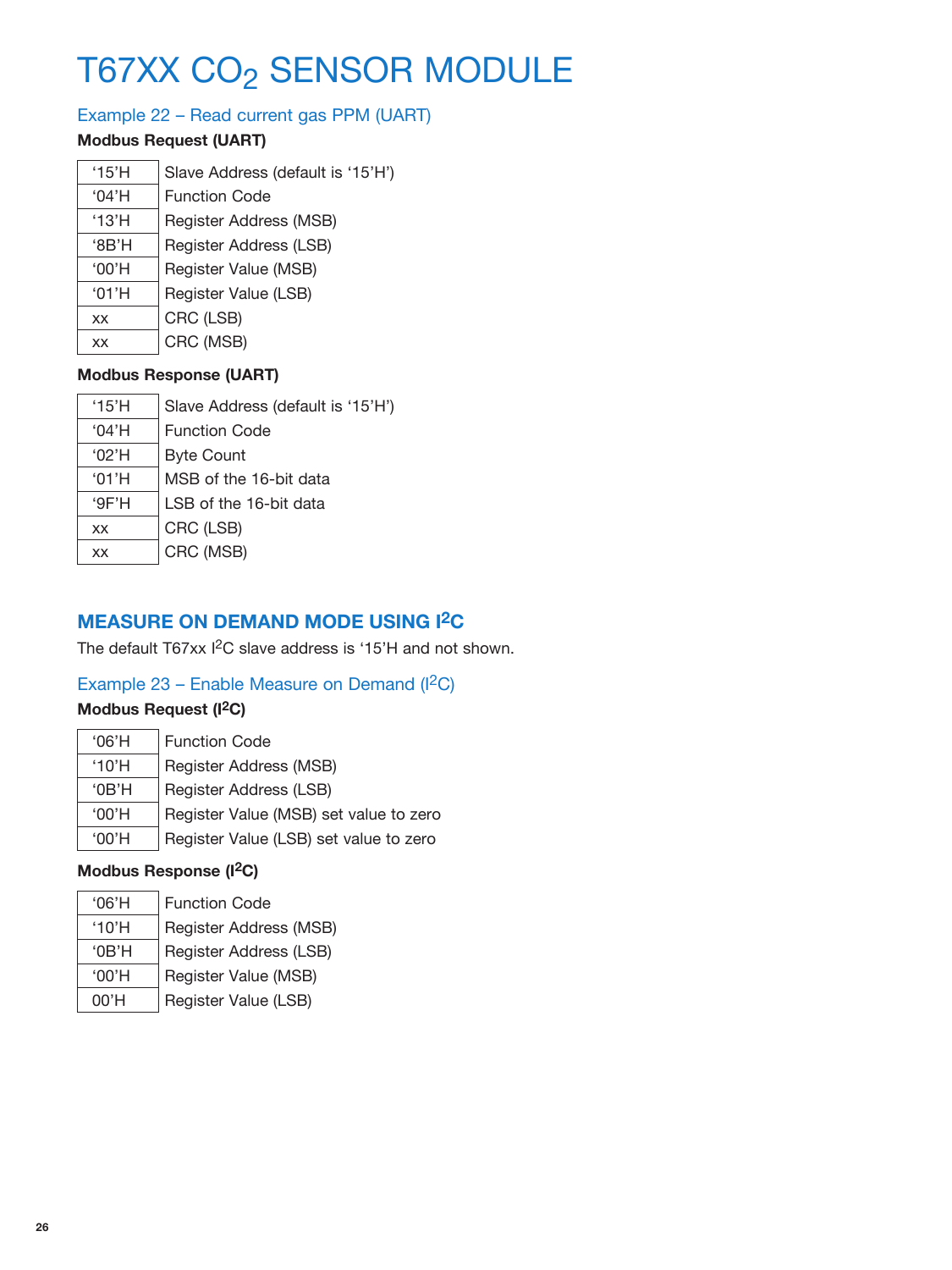# T67XX $CO_2$ SENSOR MODULE

### Example 22 – Read current gas PPM (UART)

**Modbus Request (UART)**

| | |
|---|---|
| ‘15’H | Slave Address (default is ‘15’H’) |
| ‘04’H | Function Code |
| ‘13’H | Register Address (MSB) |
| ‘8B’H | Register Address (LSB) |
| ‘00’H | Register Value (MSB) |
| ‘01’H | Register Value (LSB) |
| xx | CRC (LSB) |
| xx | CRC (MSB) |

**Modbus Response (UART)**

| | |
|---|---|
| ‘15’H | Slave Address (default is ‘15’H’) |
| ‘04’H | Function Code |
| ‘02’H | Byte Count |
| ‘01’H | MSB of the 16-bit data |
| ‘9F’H | LSB of the 16-bit data |
| xx | CRC (LSB) |
| xx | CRC (MSB) |

## MEASURE ON DEMAND MODE USING $I^2C$

The default T67xx $I^2C$ slave address is ‘15’H and not shown.

### Example 23 – Enable Measure on Demand ($I^2C$)

**Modbus Request ($I^2C$)**

| | |
|---|---|
| ‘06’H | Function Code |
| ‘10’H | Register Address (MSB) |
| ‘0B’H | Register Address (LSB) |
| ‘00’H | Register Value (MSB) set value to zero |
| ‘00’H | Register Value (LSB) set value to zero |

**Modbus Response ($I^2C$)**

| | |
|---|---|
| ‘06’H | Function Code |
| ‘10’H | Register Address (MSB) |
| ‘0B’H | Register Address (LSB) |
| ‘00’H | Register Value (MSB) |
| 00’H | Register Value (LSB) |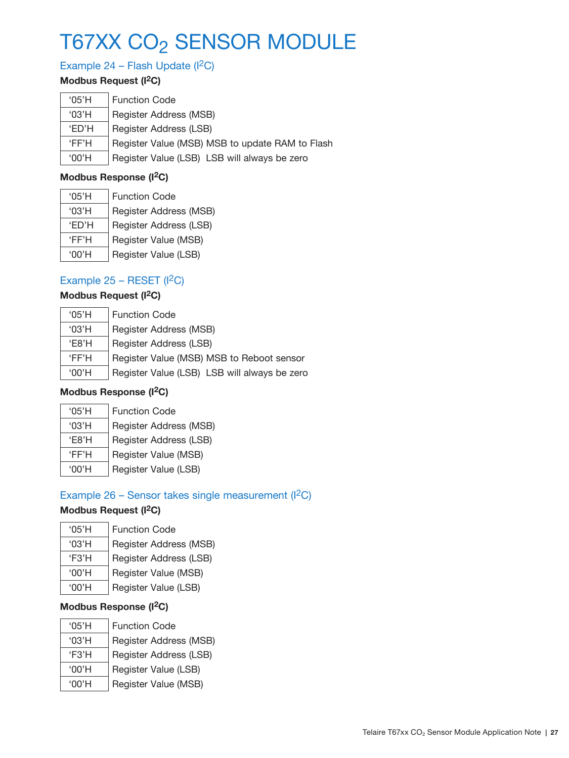# T67XX $CO_2$ SENSOR MODULE

## Example 24 – Flash Update ($I^2C$)

**Modbus Request ($I^2C$)**

| | |
|---|---|
| ‘05’H | Function Code |
| ‘03’H | Register Address (MSB) |
| ‘ED’H | Register Address (LSB) |
| ‘FF’H | Register Value (MSB) MSB to update RAM to Flash |
| ‘00’H | Register Value (LSB)  LSB will always be zero |

**Modbus Response ($I^2C$)**

| | |
|---|---|
| ‘05’H | Function Code |
| ‘03’H | Register Address (MSB) |
| ‘ED’H | Register Address (LSB) |
| ‘FF’H | Register Value (MSB) |
| ‘00’H | Register Value (LSB) |

## Example 25 – RESET ($I^2C$)

**Modbus Request ($I^2C$)**

| | |
|---|---|
| ‘05’H | Function Code |
| ‘03’H | Register Address (MSB) |
| ‘E8’H | Register Address (LSB) |
| ‘FF’H | Register Value (MSB) MSB to Reboot sensor |
| ‘00’H | Register Value (LSB)  LSB will always be zero |

**Modbus Response ($I^2C$)**

| | |
|---|---|
| ‘05’H | Function Code |
| ‘03’H | Register Address (MSB) |
| ‘E8’H | Register Address (LSB) |
| ‘FF’H | Register Value (MSB) |
| ‘00’H | Register Value (LSB) |

## Example 26 – Sensor takes single measurement ($I^2C$)

**Modbus Request ($I^2C$)**

| | |
|---|---|
| ‘05’H | Function Code |
| ‘03’H | Register Address (MSB) |
| ‘F3’H | Register Address (LSB) |
| ‘00’H | Register Value (MSB) |
| ‘00’H | Register Value (LSB) |

**Modbus Response ($I^2C$)**

| | |
|---|---|
| ‘05’H | Function Code |
| ‘03’H | Register Address (MSB) |
| ‘F3’H | Register Address (LSB) |
| ‘00’H | Register Value (LSB) |
| ‘00’H | Register Value (MSB) |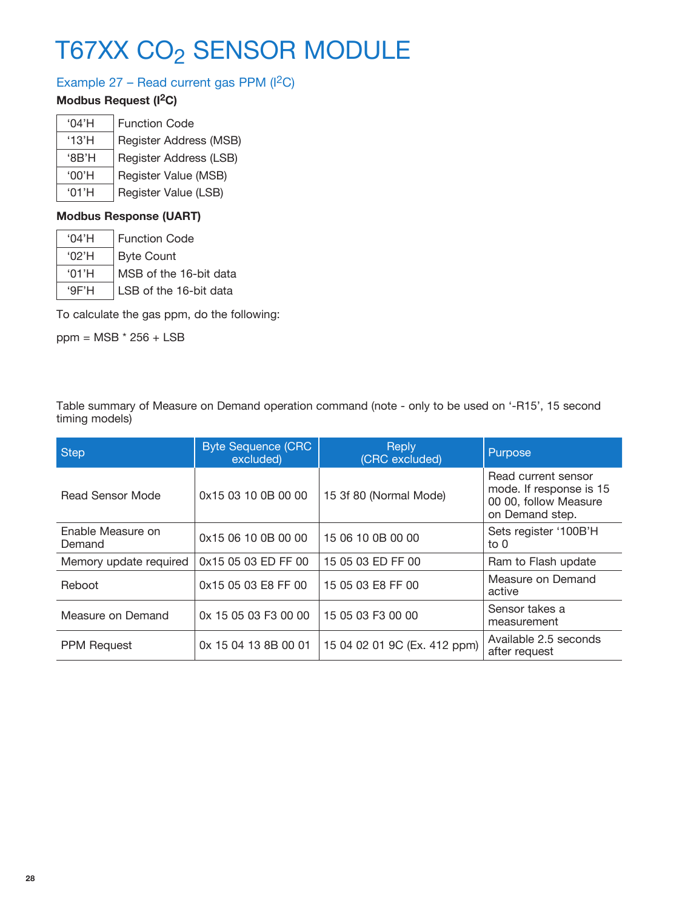# T67XX $CO_2$ SENSOR MODULE

## Example 27 – Read current gas PPM ($I^2C$)

**Modbus Request ($I^2C$)**

| | |
|---|---|
| ‘04’H | Function Code |
| ‘13’H | Register Address (MSB) |
| ‘8B’H | Register Address (LSB) |
| ‘00’H | Register Value (MSB) |
| ‘01’H | Register Value (LSB) |

**Modbus Response (UART)**

| | |
|---|---|
| ‘04’H | Function Code |
| ‘02’H | Byte Count |
| ‘01’H | MSB of the 16-bit data |
| ‘9F’H | LSB of the 16-bit data |

To calculate the gas ppm, do the following:

ppm = MSB * 256 + LSB

Table summary of Measure on Demand operation command (note - only to be used on ‘-R15’, 15 second timing models)

| Step | Byte Sequence (CRC excluded) | Reply (CRC excluded) | Purpose |
|---|---|---|---|
| Read Sensor Mode | 0x15 03 10 0B 00 00 | 15 3f 80 (Normal Mode) | Read current sensor mode. If response is 15 00 00, follow Measure on Demand step. |
| Enable Measure on Demand | 0x15 06 10 0B 00 00 | 15 06 10 0B 00 00 | Sets register ‘100B’H to 0 |
| Memory update required | 0x15 05 03 ED FF 00 | 15 05 03 ED FF 00 | Ram to Flash update |
| Reboot | 0x15 05 03 E8 FF 00 | 15 05 03 E8 FF 00 | Measure on Demand active |
| Measure on Demand | 0x 15 05 03 F3 00 00 | 15 05 03 F3 00 00 | Sensor takes a measurement |
| PPM Request | 0x 15 04 13 8B 00 01 | 15 04 02 01 9C (Ex. 412 ppm) | Available 2.5 seconds after request |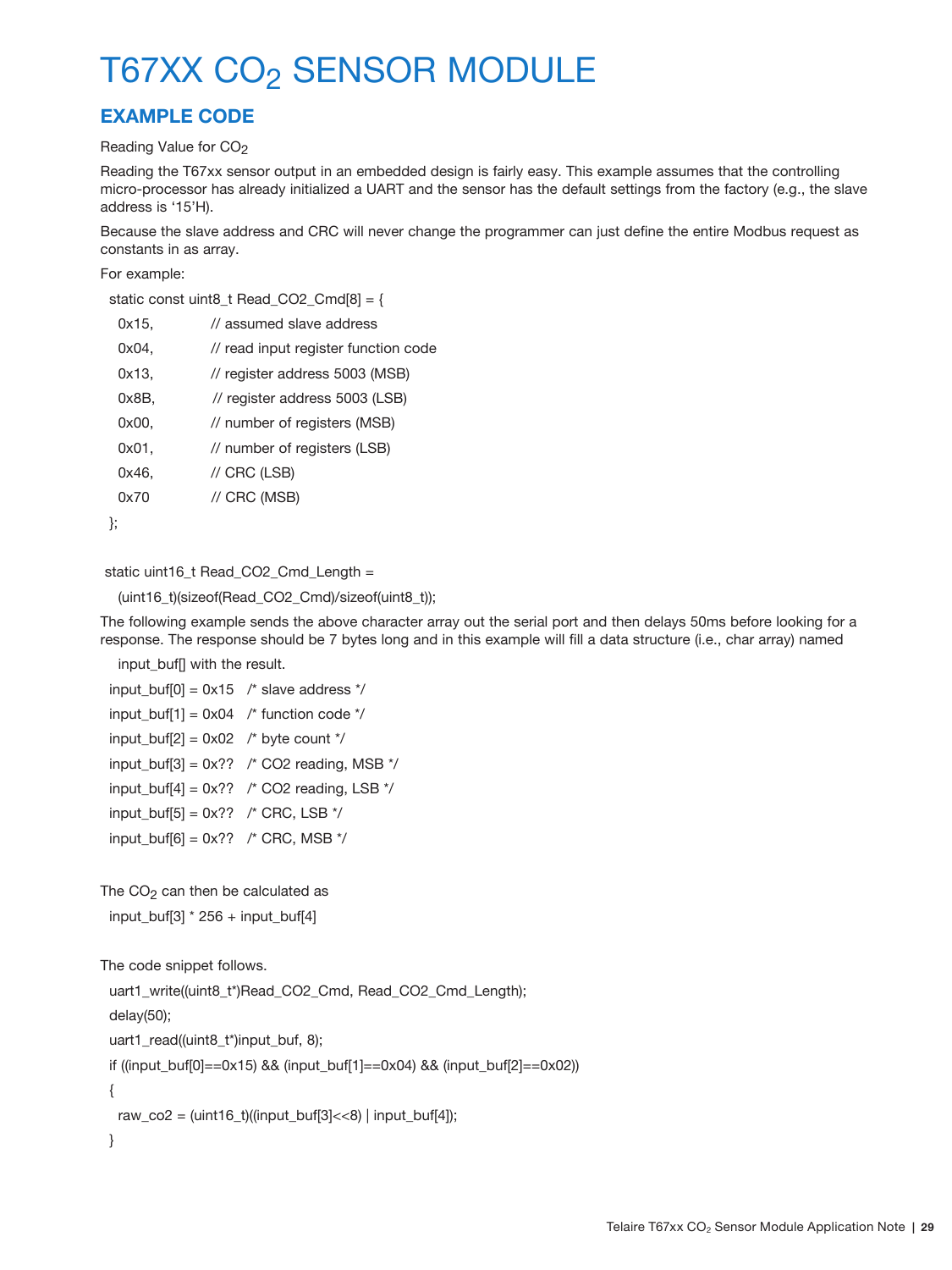# T67XX $CO_2$ SENSOR MODULE

## EXAMPLE CODE

Reading Value for $CO_2$

Reading the T67xx sensor output in an embedded design is fairly easy. This example assumes that the controlling micro-processor has already initialized a UART and the sensor has the default settings from the factory (e.g., the slave address is '15'H).

Because the slave address and CRC will never change the programmer can just define the entire Modbus request as constants in as array.

For example:

```
static const uint8_t Read_CO2_Cmd[8] = {
  0x15,        // assumed slave address
  0x04,        // read input register function code
  0x13,        // register address 5003 (MSB)
  0x8B,        // register address 5003 (LSB)
  0x00,        // number of registers (MSB)
  0x01,        // number of registers (LSB)
  0x46,        // CRC (LSB)
  0x70         // CRC (MSB)
};

static uint16_t Read_CO2_Cmd_Length =
  (uint16_t)(sizeof(Read_CO2_Cmd)/sizeof(uint8_t));
```

The following example sends the above character array out the serial port and then delays 50ms before looking for a response. The response should be 7 bytes long and in this example will fill a data structure (i.e., char array) named input_buf[] with the result.

```
input_buf[0] = 0x15   /* slave address */
input_buf[1] = 0x04   /* function code */
input_buf[2] = 0x02   /* byte count */
input_buf[3] = 0x??   /* CO2 reading, MSB */
input_buf[4] = 0x??   /* CO2 reading, LSB */
input_buf[5] = 0x??   /* CRC, LSB */
input_buf[6] = 0x??   /* CRC, MSB */
```

The $CO_2$ can then be calculated as

```
input_buf[3] * 256 + input_buf[4]
```

The code snippet follows.

```
uart1_write((uint8_t*)Read_CO2_Cmd, Read_CO2_Cmd_Length);
delay(50);
uart1_read((uint8_t*)input_buf, 8);
if ((input_buf[0]==0x15) && (input_buf[1]==0x04) && (input_buf[2]==0x02))
{
  raw_co2 = (uint16_t)((input_buf[3]<<8) | input_buf[4]);
}
```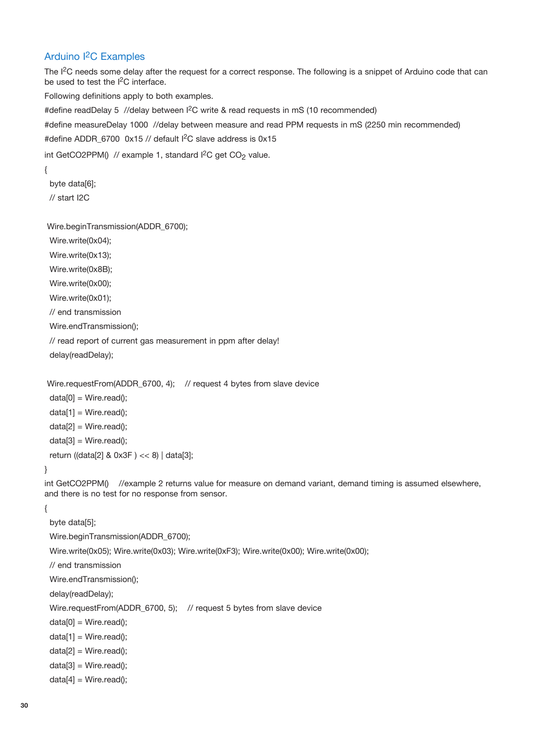## Arduino $I^2C$ Examples

The $I^2C$ needs some delay after the request for a correct response. The following is a snippet of Arduino code that can be used to test the $I^2C$ interface.

Following definitions apply to both examples.

```
#define readDelay 5  //delay between I2C write & read requests in mS (10 recommended)
#define measureDelay 1000  //delay between measure and read PPM requests in mS (2250 min recommended)
#define ADDR_6700  0x15 // default I2C slave address is 0x15

int GetCO2PPM()  // example 1, standard I2C get CO2 value.
{
  byte data[6];
  // start I2C

 Wire.beginTransmission(ADDR_6700);
  Wire.write(0x04);
  Wire.write(0x13);
  Wire.write(0x8B);
  Wire.write(0x00);
  Wire.write(0x01);
  // end transmission
  Wire.endTransmission();
  // read report of current gas measurement in ppm after delay!
  delay(readDelay);

 Wire.requestFrom(ADDR_6700, 4);    // request 4 bytes from slave device
  data[0] = Wire.read();
  data[1] = Wire.read();
  data[2] = Wire.read();
  data[3] = Wire.read();
  return ((data[2] & 0x3F ) << 8) | data[3];
}

int GetCO2PPM()    //example 2 returns value for measure on demand variant, demand timing is assumed elsewhere, and there is no test for no response from sensor.
{
  byte data[5];
  Wire.beginTransmission(ADDR_6700);
  Wire.write(0x05); Wire.write(0x03); Wire.write(0xF3); Wire.write(0x00); Wire.write(0x00);
  // end transmission
  Wire.endTransmission();
  delay(readDelay);
  Wire.requestFrom(ADDR_6700, 5);    // request 5 bytes from slave device
  data[0] = Wire.read();
  data[1] = Wire.read();
  data[2] = Wire.read();
  data[3] = Wire.read();
  data[4] = Wire.read();
```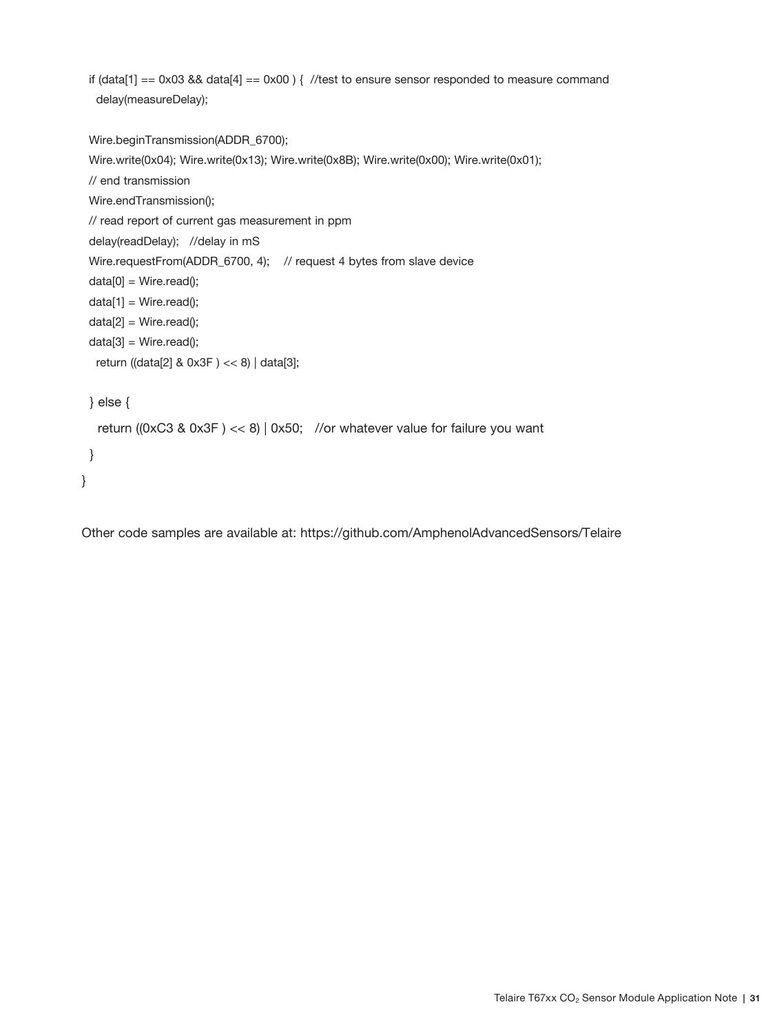```
  if (data[1] == 0x03 && data[4] == 0x00 ) {  //test to ensure sensor responded to measure command
    delay(measureDelay);

  Wire.beginTransmission(ADDR_6700);
  Wire.write(0x04); Wire.write(0x13); Wire.write(0x8B); Wire.write(0x00); Wire.write(0x01);
  // end transmission
  Wire.endTransmission();
  // read report of current gas measurement in ppm
  delay(readDelay);   //delay in mS
  Wire.requestFrom(ADDR_6700, 4);    // request 4 bytes from slave device
  data[0] = Wire.read();
  data[1] = Wire.read();
  data[2] = Wire.read();
  data[3] = Wire.read();
    return ((data[2] & 0x3F ) << 8) | data[3];

  } else {
    return ((0xC3 & 0x3F ) << 8) | 0x50;   //or whatever value for failure you want
  }
}
```

Other code samples are available at: https://github.com/AmphenolAdvancedSensors/Telaire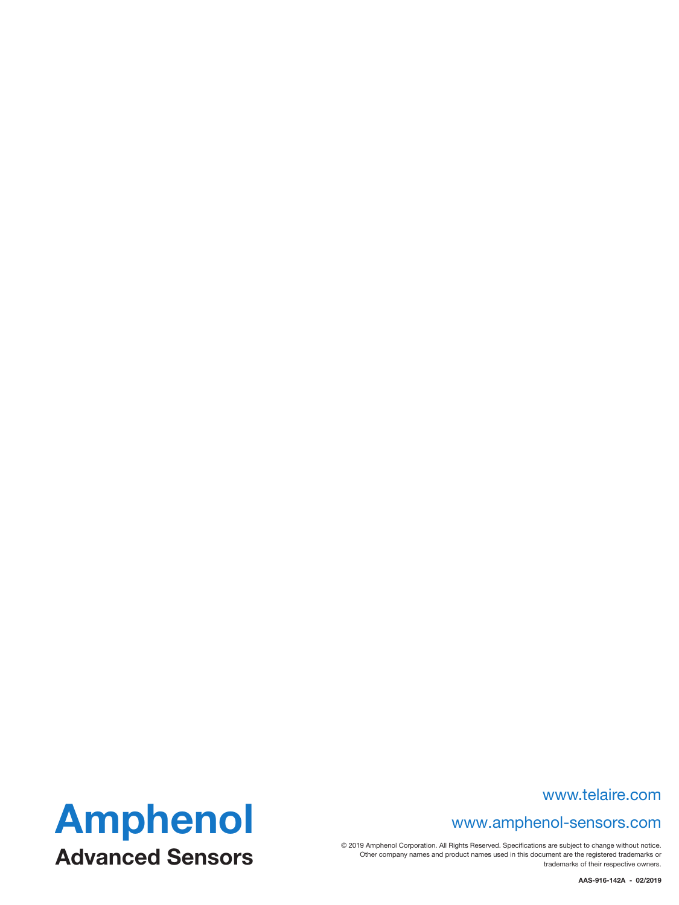**Amphenol**

**Advanced Sensors**

www.telaire.com

www.amphenol-sensors.com

© 2019 Amphenol Corporation. All Rights Reserved. Specifications are subject to change without notice. Other company names and product names used in this document are the registered trademarks or trademarks of their respective owners.

**AAS-916-142A - 02/2019**